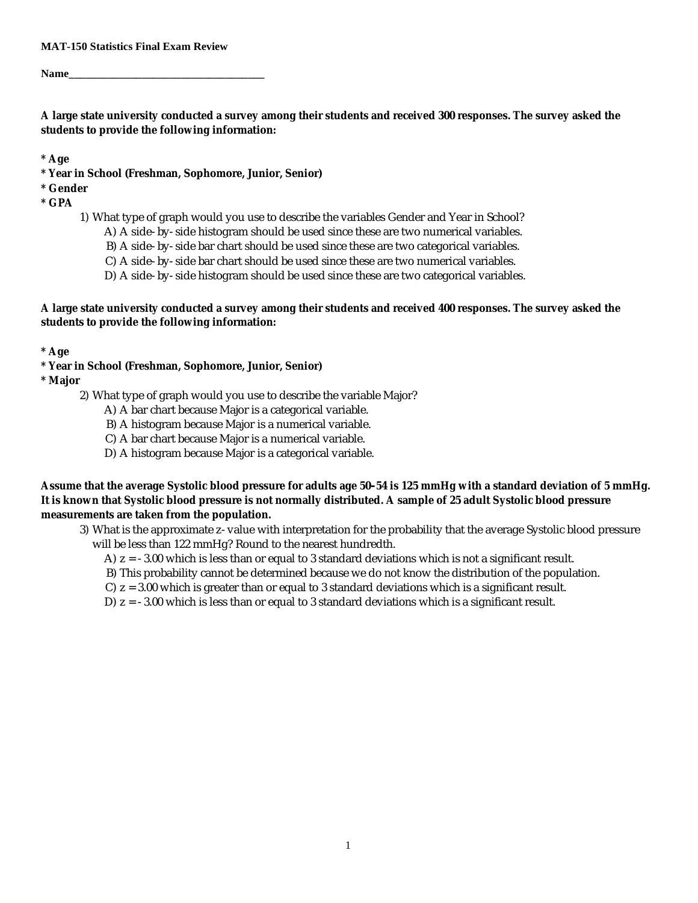**MAT-150 Statistics Final Exam Review**

**Name\_\_\_\_\_\_\_\_\_\_\_\_\_\_\_\_\_\_\_\_\_\_\_\_\_\_\_\_\_\_\_\_\_\_\_\_\_\_\_**

**A large state university conducted a survey among their students and received 300 responses. The survey asked the students to provide the following information:**

**\* Age**
**\* Year in School (Freshman, Sophomore, Junior, Senior)**
**\* Gender**
**\* GPA**

1) What type of graph would you use to describe the variables Gender and Year in School?
   A) A side-by-side histogram should be used since these are two numerical variables.
   B) A side-by-side bar chart should be used since these are two categorical variables.
   C) A side-by-side bar chart should be used since these are two numerical variables.
   D) A side-by-side histogram should be used since these are two categorical variables.

**A large state university conducted a survey among their students and received 400 responses. The survey asked the students to provide the following information:**

**\* Age**
**\* Year in School (Freshman, Sophomore, Junior, Senior)**
**\* Major**

2) What type of graph would you use to describe the variable Major?
   A) A bar chart because Major is a categorical variable.
   B) A histogram because Major is a numerical variable.
   C) A bar chart because Major is a numerical variable.
   D) A histogram because Major is a categorical variable.

**Assume that the average Systolic blood pressure for adults age 50–54 is 125 mmHg with a standard deviation of 5 mmHg. It is known that Systolic blood pressure is not normally distributed. A sample of 25 adult Systolic blood pressure measurements are taken from the population.**

3) What is the approximate z-value with interpretation for the probability that the average Systolic blood pressure will be less than 122 mmHg? Round to the nearest hundredth.
   A) $z = -3.00$ which is less than or equal to 3 standard deviations which is not a significant result.
   B) This probability cannot be determined because we do not know the distribution of the population.
   C) $z = 3.00$ which is greater than or equal to 3 standard deviations which is a significant result.
   D) $z = -3.00$ which is less than or equal to 3 standard deviations which is a significant result.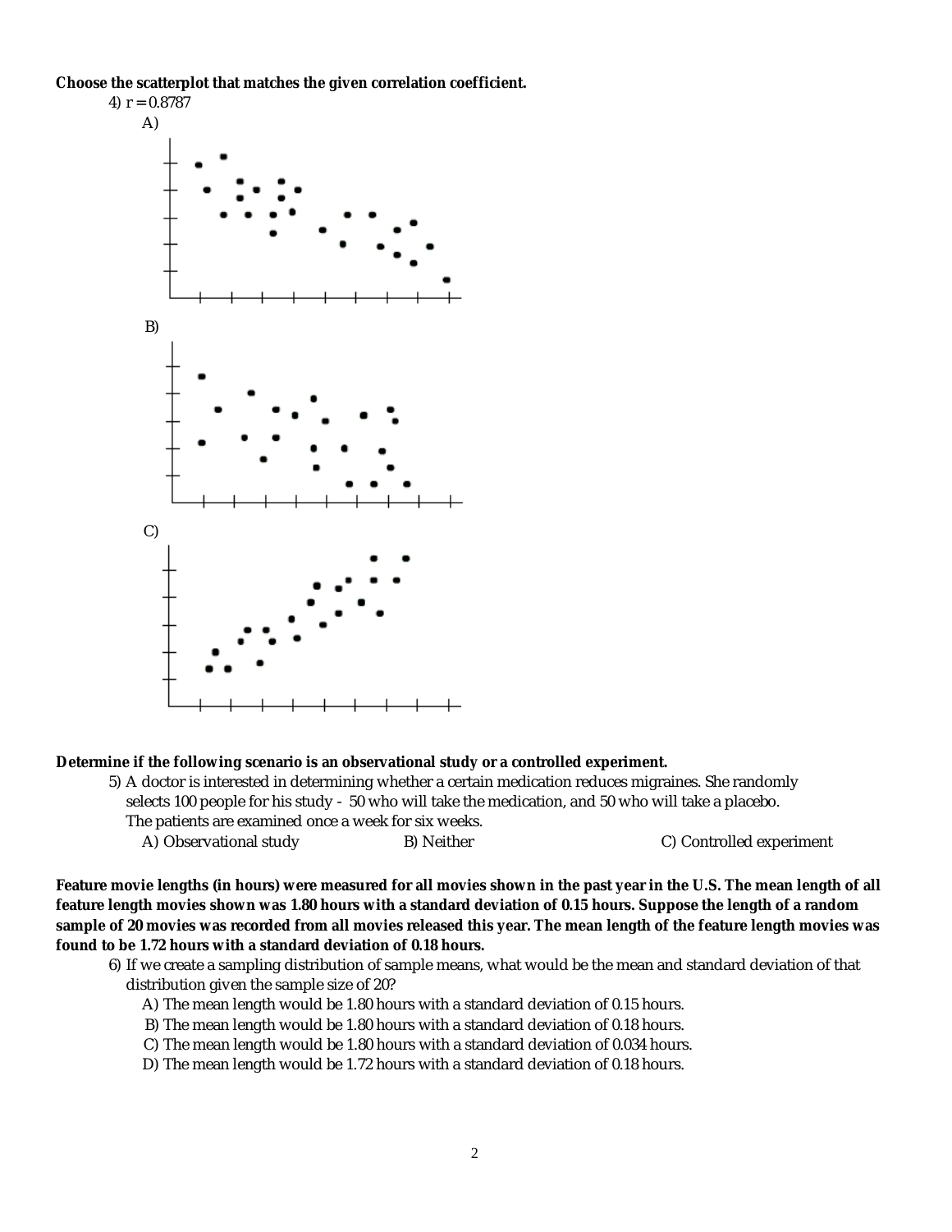**Choose the scatterplot that matches the given correlation coefficient.**

4) $r = 0.8787$

A)

B)

C)

**Determine if the following scenario is an observational study or a controlled experiment.**

5) A doctor is interested in determining whether a certain medication reduces migraines. She randomly selects 100 people for his study - 50 who will take the medication, and 50 who will take a placebo. The patients are examined once a week for six weeks.

A) Observational study B) Neither C) Controlled experiment

**Feature movie lengths (in hours) were measured for all movies shown in the past year in the U.S. The mean length of all feature length movies shown was 1.80 hours with a standard deviation of 0.15 hours. Suppose the length of a random sample of 20 movies was recorded from all movies released this year. The mean length of the feature length movies was found to be 1.72 hours with a standard deviation of 0.18 hours.**

6) If we create a sampling distribution of sample means, what would be the mean and standard deviation of that distribution given the sample size of 20?

A) The mean length would be 1.80 hours with a standard deviation of 0.15 hours.
B) The mean length would be 1.80 hours with a standard deviation of 0.18 hours.
C) The mean length would be 1.80 hours with a standard deviation of 0.034 hours.
D) The mean length would be 1.72 hours with a standard deviation of 0.18 hours.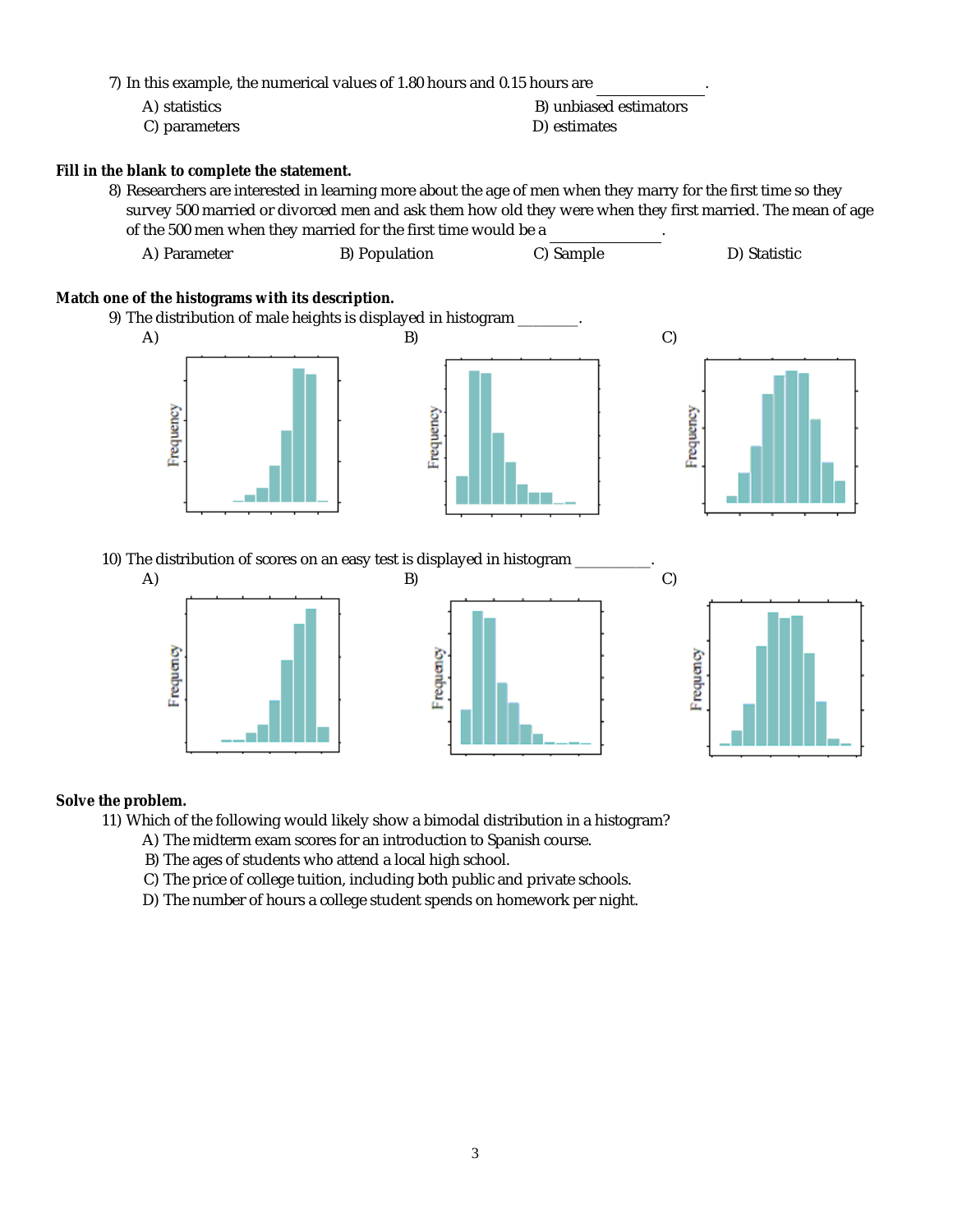7) In this example, the numerical values of 1.80 hours and 0.15 hours are ____________.

A) statistics
B) unbiased estimators
C) parameters
D) estimates

**Fill in the blank to complete the statement.**

8) Researchers are interested in learning more about the age of men when they marry for the first time so they survey 500 married or divorced men and ask them how old they were when they first married. The mean of age of the 500 men when they married for the first time would be a ____________.

A) Parameter
B) Population
C) Sample
D) Statistic

**Match one of the histograms with its description.**

9) The distribution of male heights is displayed in histogram ________.

A)
B)
C)

10) The distribution of scores on an easy test is displayed in histogram __________.

A)
B)
C)

**Solve the problem.**

11) Which of the following would likely show a bimodal distribution in a histogram?

A) The midterm exam scores for an introduction to Spanish course.
B) The ages of students who attend a local high school.
C) The price of college tuition, including both public and private schools.
D) The number of hours a college student spends on homework per night.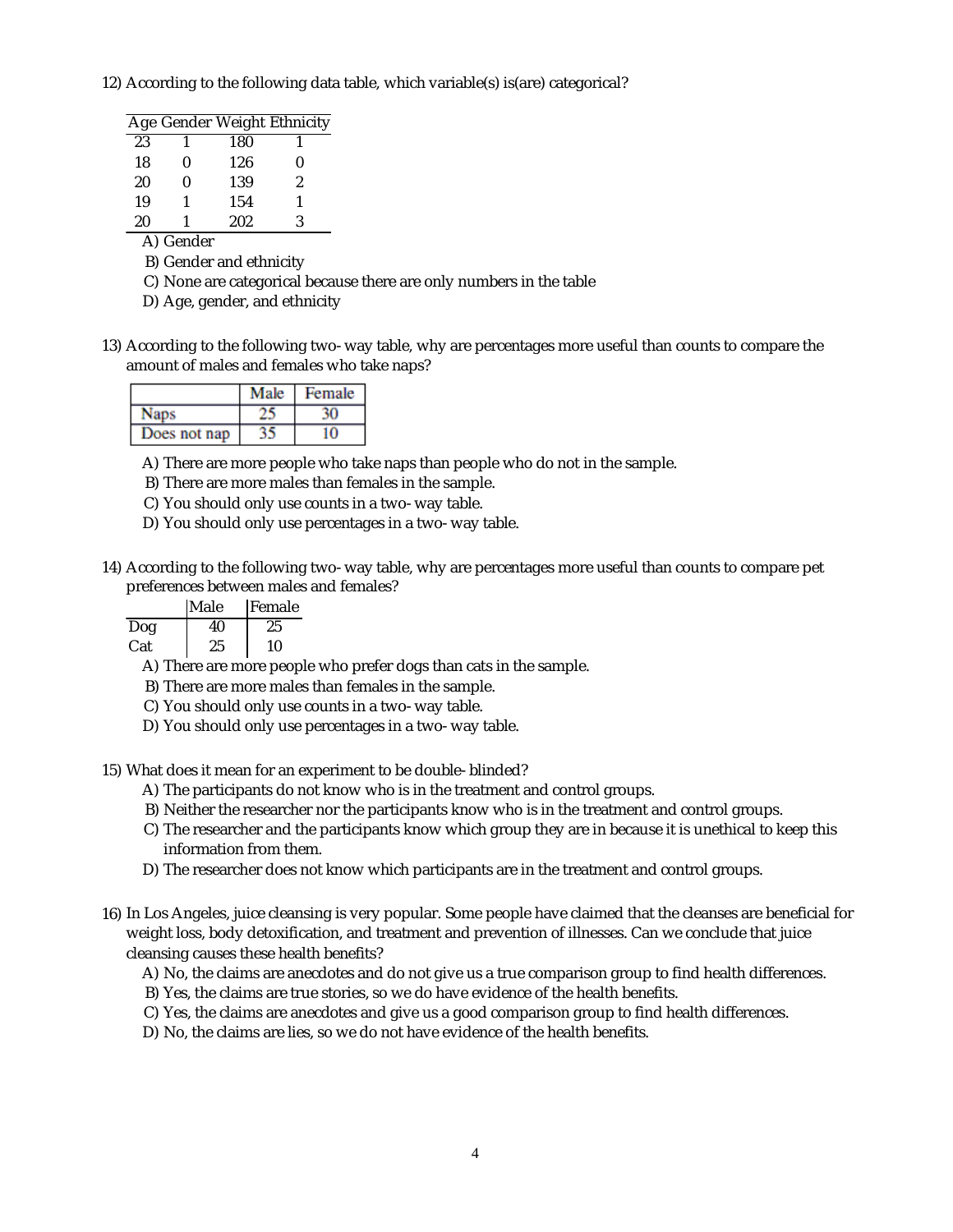12) According to the following data table, which variable(s) is(are) categorical?

| Age | Gender | Weight | Ethnicity |
|---|---|---|---|
| 23 | 1 | 180 | 1 |
| 18 | 0 | 126 | 0 |
| 20 | 0 | 139 | 2 |
| 19 | 1 | 154 | 1 |
| 20 | 1 | 202 | 3 |

A) Gender

B) Gender and ethnicity

C) None are categorical because there are only numbers in the table

D) Age, gender, and ethnicity

13) According to the following two- way table, why are percentages more useful than counts to compare the amount of males and females who take naps?

| | Male | Female |
|---|---|---|
| Naps | 25 | 30 |
| Does not nap | 35 | 10 |

A) There are more people who take naps than people who do not in the sample.

B) There are more males than females in the sample.

C) You should only use counts in a two- way table.

D) You should only use percentages in a two- way table.

14) According to the following two- way table, why are percentages more useful than counts to compare pet preferences between males and females?

| | Male | Female |
|---|---|---|
| Dog | 40 | 25 |
| Cat | 25 | 10 |

A) There are more people who prefer dogs than cats in the sample.

B) There are more males than females in the sample.

C) You should only use counts in a two- way table.

D) You should only use percentages in a two- way table.

15) What does it mean for an experiment to be double- blinded?

A) The participants do not know who is in the treatment and control groups.

B) Neither the researcher nor the participants know who is in the treatment and control groups.

C) The researcher and the participants know which group they are in because it is unethical to keep this information from them.

D) The researcher does not know which participants are in the treatment and control groups.

16) In Los Angeles, juice cleansing is very popular. Some people have claimed that the cleanses are beneficial for weight loss, body detoxification, and treatment and prevention of illnesses. Can we conclude that juice cleansing causes these health benefits?

A) No, the claims are anecdotes and do not give us a true comparison group to find health differences.

B) Yes, the claims are true stories, so we do have evidence of the health benefits.

C) Yes, the claims are anecdotes and give us a good comparison group to find health differences.

D) No, the claims are lies, so we do not have evidence of the health benefits.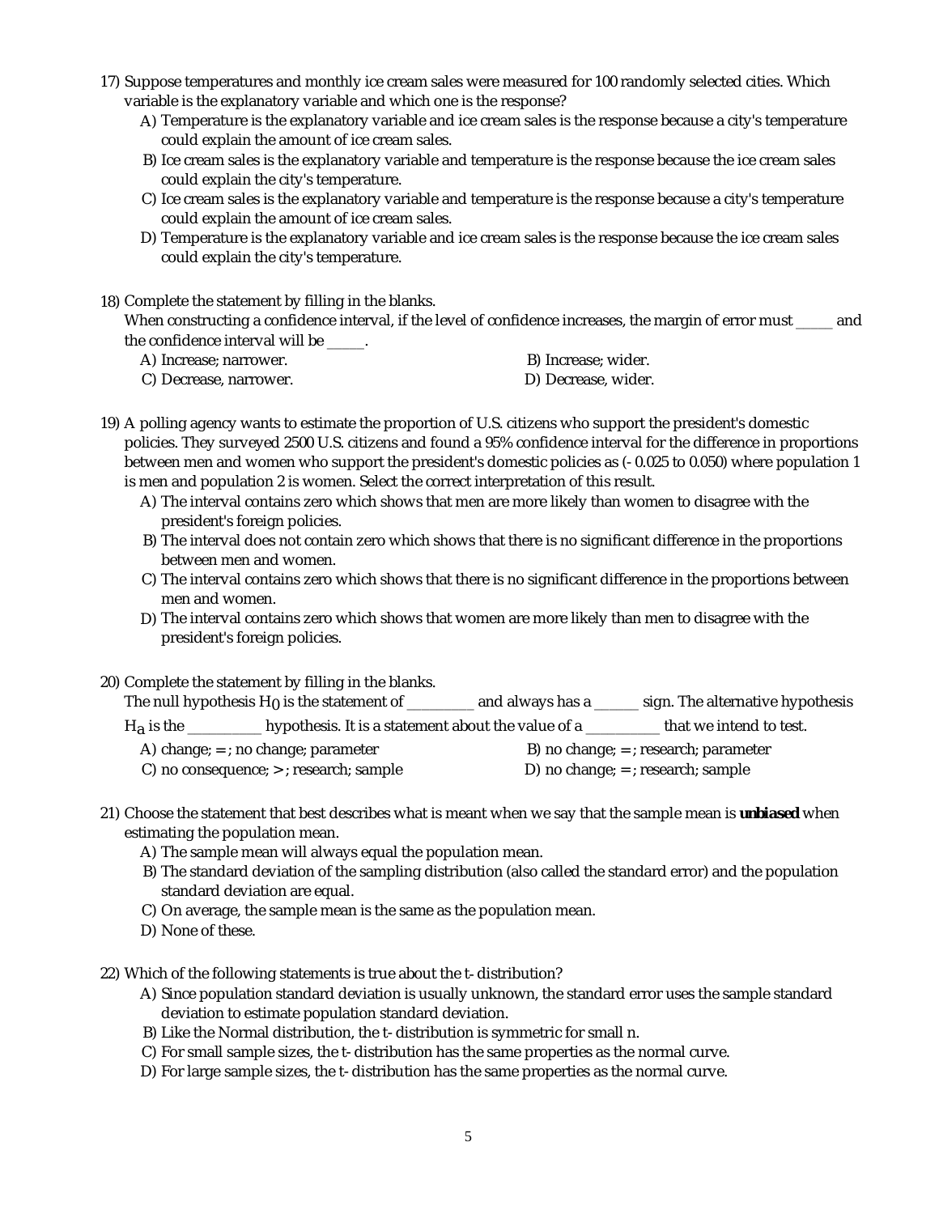17) Suppose temperatures and monthly ice cream sales were measured for 100 randomly selected cities. Which variable is the explanatory variable and which one is the response?

A) Temperature is the explanatory variable and ice cream sales is the response because a city's temperature could explain the amount of ice cream sales.

B) Ice cream sales is the explanatory variable and temperature is the response because the ice cream sales could explain the city's temperature.

C) Ice cream sales is the explanatory variable and temperature is the response because a city's temperature could explain the amount of ice cream sales.

D) Temperature is the explanatory variable and ice cream sales is the response because the ice cream sales could explain the city's temperature.

18) Complete the statement by filling in the blanks.
When constructing a confidence interval, if the level of confidence increases, the margin of error must _____ and the confidence interval will be _____.

A) Increase; narrower.
B) Increase; wider.
C) Decrease, narrower.
D) Decrease, wider.

19) A polling agency wants to estimate the proportion of U.S. citizens who support the president's domestic policies. They surveyed 2500 U.S. citizens and found a 95% confidence interval for the difference in proportions between men and women who support the president's domestic policies as (- 0.025 to 0.050) where population 1 is men and population 2 is women. Select the correct interpretation of this result.

A) The interval contains zero which shows that men are more likely than women to disagree with the president's foreign policies.

B) The interval does not contain zero which shows that there is no significant difference in the proportions between men and women.

C) The interval contains zero which shows that there is no significant difference in the proportions between men and women.

D) The interval contains zero which shows that women are more likely than men to disagree with the president's foreign policies.

20) Complete the statement by filling in the blanks.
The null hypothesis $H_0$ is the statement of _________ and always has a ______ sign. The alternative hypothesis $H_a$ is the __________ hypothesis. It is a statement about the value of a __________ that we intend to test.

A) change; = ; no change; parameter
B) no change; = ; research; parameter
C) no consequence; > ; research; sample
D) no change; = ; research; sample

21) Choose the statement that best describes what is meant when we say that the sample mean is **unbiased** when estimating the population mean.

A) The sample mean will always equal the population mean.

B) The standard deviation of the sampling distribution (also called the standard error) and the population standard deviation are equal.

C) On average, the sample mean is the same as the population mean.

D) None of these.

22) Which of the following statements is true about the t- distribution?

A) Since population standard deviation is usually unknown, the standard error uses the sample standard deviation to estimate population standard deviation.

B) Like the Normal distribution, the t- distribution is symmetric for small n.

C) For small sample sizes, the t- distribution has the same properties as the normal curve.

D) For large sample sizes, the t- distribution has the same properties as the normal curve.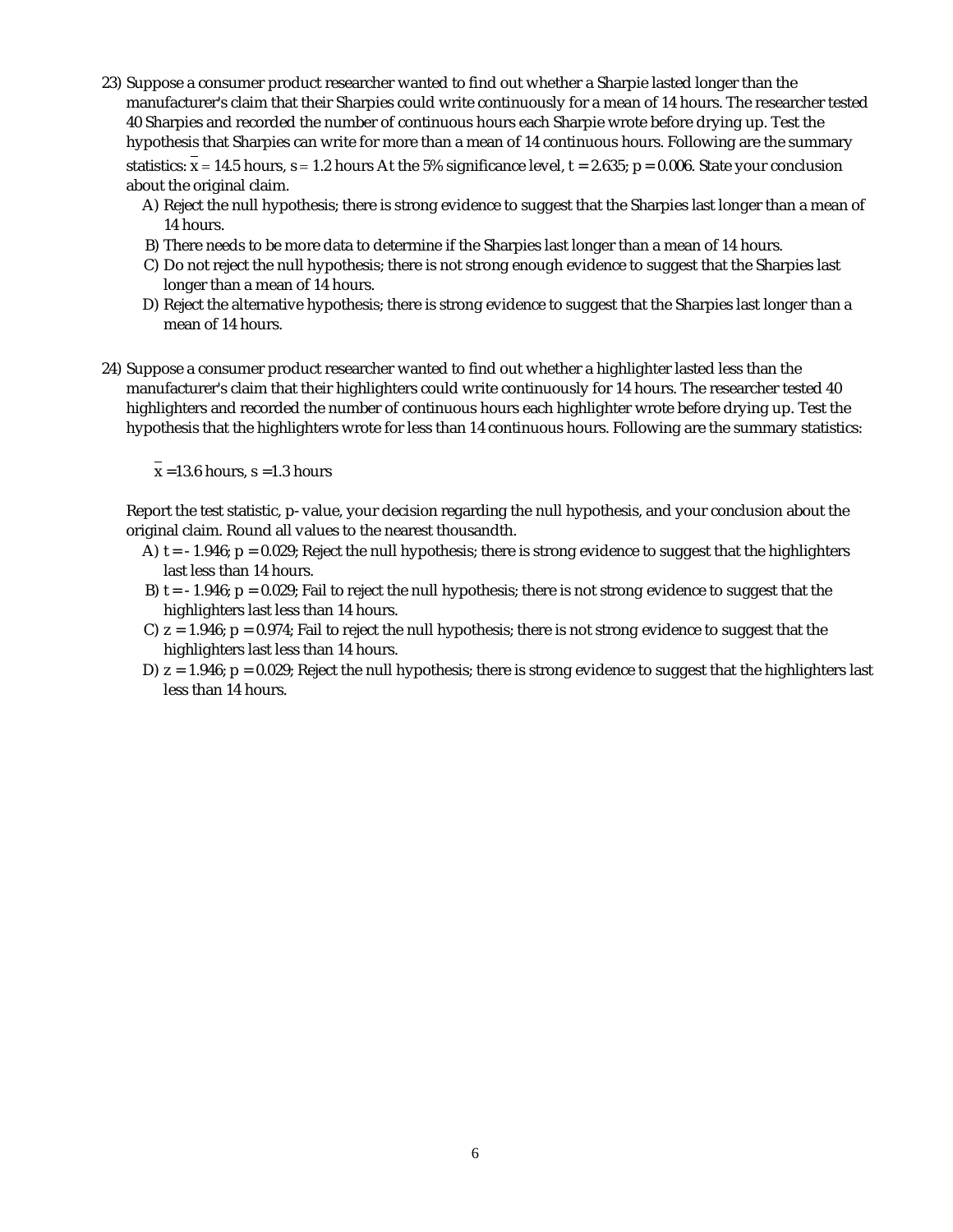23) Suppose a consumer product researcher wanted to find out whether a Sharpie lasted longer than the manufacturer's claim that their Sharpies could write continuously for a mean of 14 hours. The researcher tested 40 Sharpies and recorded the number of continuous hours each Sharpie wrote before drying up. Test the hypothesis that Sharpies can write for more than a mean of 14 continuous hours. Following are the summary statistics: $\overline{x} = 14.5$ hours, $s = 1.2$ hours At the 5% significance level, $t = 2.635$; $p = 0.006$. State your conclusion about the original claim.

   A) Reject the null hypothesis; there is strong evidence to suggest that the Sharpies last longer than a mean of 14 hours.
   B) There needs to be more data to determine if the Sharpies last longer than a mean of 14 hours.
   C) Do not reject the null hypothesis; there is not strong enough evidence to suggest that the Sharpies last longer than a mean of 14 hours.
   D) Reject the alternative hypothesis; there is strong evidence to suggest that the Sharpies last longer than a mean of 14 hours.

24) Suppose a consumer product researcher wanted to find out whether a highlighter lasted less than the manufacturer's claim that their highlighters could write continuously for 14 hours. The researcher tested 40 highlighters and recorded the number of continuous hours each highlighter wrote before drying up. Test the hypothesis that the highlighters wrote for less than 14 continuous hours. Following are the summary statistics:

   $\overline{x} = 13.6$ hours, $s = 1.3$ hours

   Report the test statistic, p-value, your decision regarding the null hypothesis, and your conclusion about the original claim. Round all values to the nearest thousandth.

   A) $t = -1.946$; $p = 0.029$; Reject the null hypothesis; there is strong evidence to suggest that the highlighters last less than 14 hours.
   B) $t = -1.946$; $p = 0.029$; Fail to reject the null hypothesis; there is not strong evidence to suggest that the highlighters last less than 14 hours.
   C) $z = 1.946$; $p = 0.974$; Fail to reject the null hypothesis; there is not strong evidence to suggest that the highlighters last less than 14 hours.
   D) $z = 1.946$; $p = 0.029$; Reject the null hypothesis; there is strong evidence to suggest that the highlighters last less than 14 hours.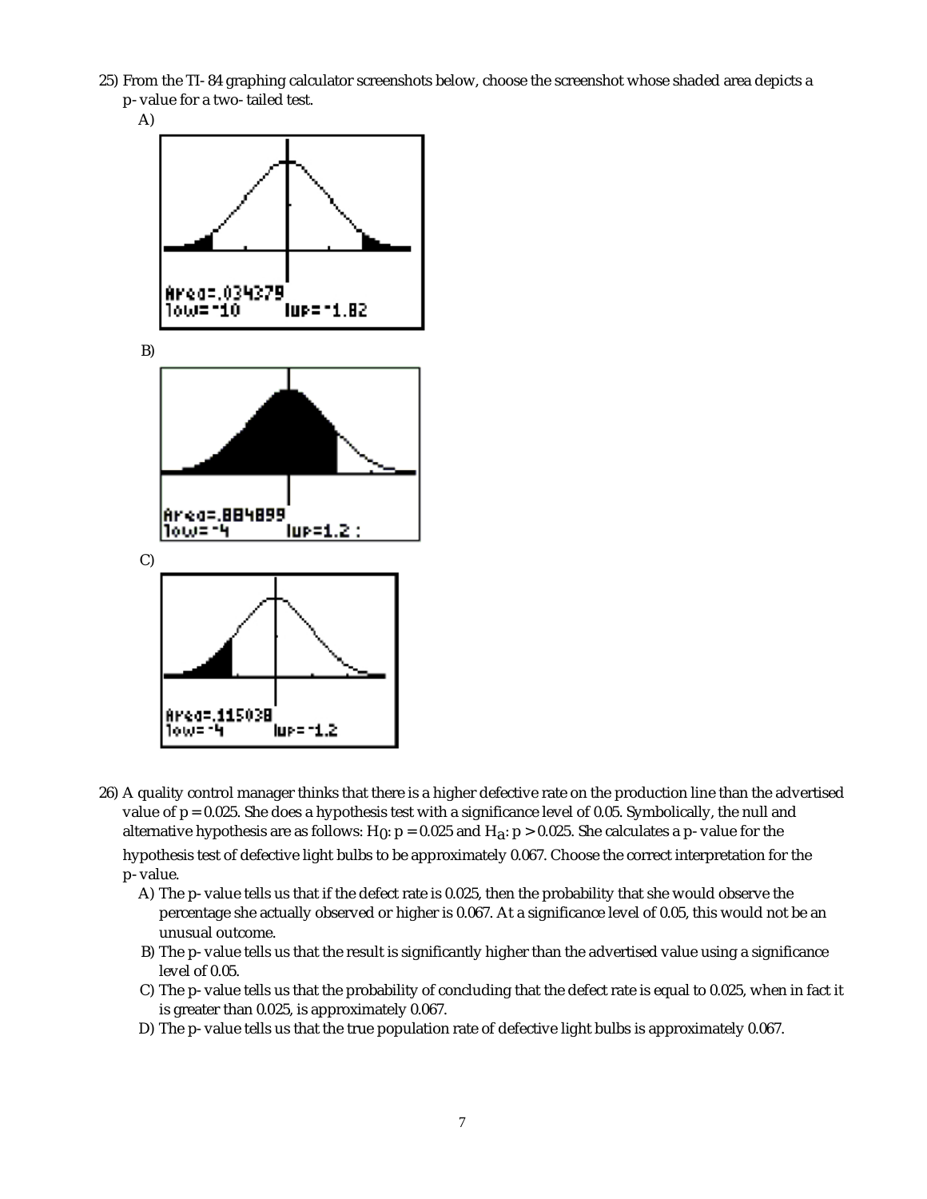25) From the TI-84 graphing calculator screenshots below, choose the screenshot whose shaded area depicts a p-value for a two-tailed test.

A)

Area=.034379
low=-10 up=-1.82

B)

Area=.884899
low=-4 up=1.2

C)

Area=.115038
low=-4 up=-1.2

26) A quality control manager thinks that there is a higher defective rate on the production line than the advertised value of $p = 0.025$. She does a hypothesis test with a significance level of 0.05. Symbolically, the null and alternative hypothesis are as follows: $H_0$: $p = 0.025$ and $H_a$: $p > 0.025$. She calculates a p-value for the hypothesis test of defective light bulbs to be approximately 0.067. Choose the correct interpretation for the p-value.

A) The p-value tells us that if the defect rate is 0.025, then the probability that she would observe the percentage she actually observed or higher is 0.067. At a significance level of 0.05, this would not be an unusual outcome.

B) The p-value tells us that the result is significantly higher than the advertised value using a significance level of 0.05.

C) The p-value tells us that the probability of concluding that the defect rate is equal to 0.025, when in fact it is greater than 0.025, is approximately 0.067.

D) The p-value tells us that the true population rate of defective light bulbs is approximately 0.067.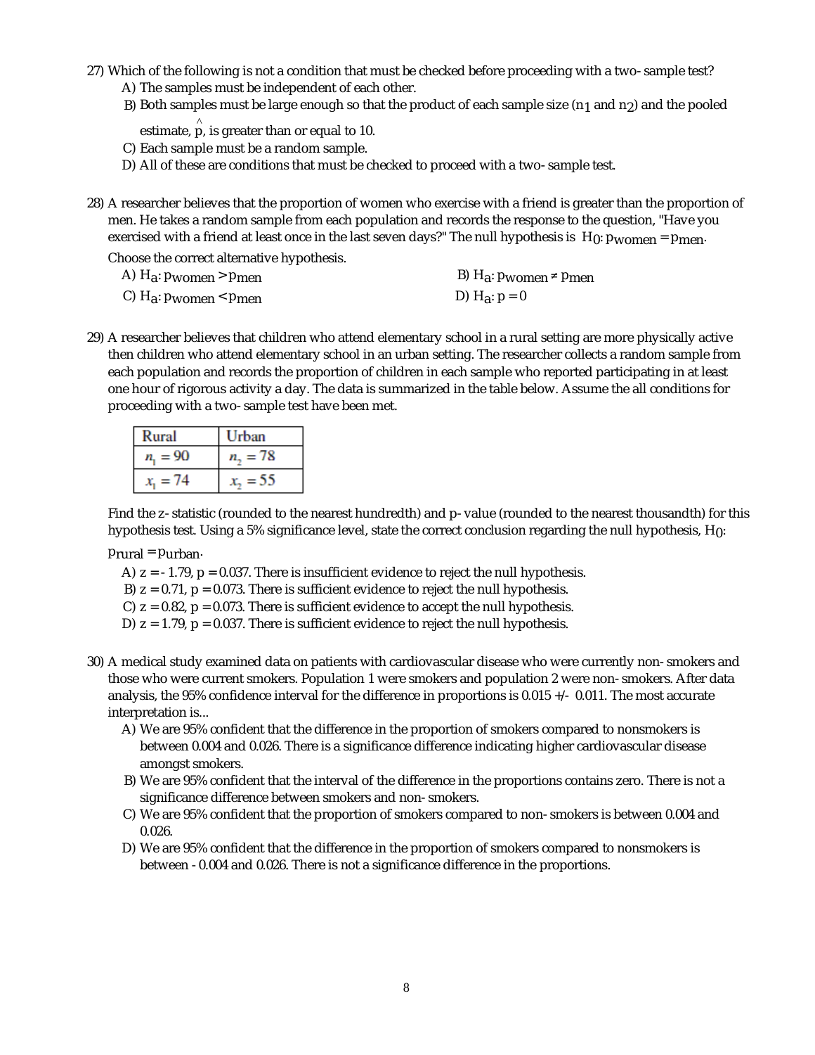27) Which of the following is not a condition that must be checked before proceeding with a two- sample test?

A) The samples must be independent of each other.

B) Both samples must be large enough so that the product of each sample size ($n_1$ and $n_2$) and the pooled estimate, $\hat{p}$, is greater than or equal to 10.

C) Each sample must be a random sample.

D) All of these are conditions that must be checked to proceed with a two- sample test.

28) A researcher believes that the proportion of women who exercise with a friend is greater than the proportion of men. He takes a random sample from each population and records the response to the question, "Have you exercised with a friend at least once in the last seven days?" The null hypothesis is $H_0$: $p_{women} = p_{men}$.

Choose the correct alternative hypothesis.

A) $H_a$: $p_{women} > p_{men}$

B) $H_a$: $p_{women} \neq p_{men}$

C) $H_a$: $p_{women} < p_{men}$

D) $H_a$: $p = 0$

29) A researcher believes that children who attend elementary school in a rural setting are more physically active then children who attend elementary school in an urban setting. The researcher collects a random sample from each population and records the proportion of children in each sample who reported participating in at least one hour of rigorous activity a day. The data is summarized in the table below. Assume the all conditions for proceeding with a two- sample test have been met.

| Rural | Urban |
|---|---|
| $n_1 = 90$ | $n_2 = 78$ |
| $x_1 = 74$ | $x_2 = 55$ |

Find the z- statistic (rounded to the nearest hundredth) and p- value (rounded to the nearest thousandth) for this hypothesis test. Using a 5% significance level, state the correct conclusion regarding the null hypothesis, $H_0$: $p_{rural} = p_{urban}$.

A) $z = -1.79$, $p = 0.037$. There is insufficient evidence to reject the null hypothesis.

B) $z = 0.71$, $p = 0.073$. There is sufficient evidence to reject the null hypothesis.

C) $z = 0.82$, $p = 0.073$. There is sufficient evidence to accept the null hypothesis.

D) $z = 1.79$, $p = 0.037$. There is sufficient evidence to reject the null hypothesis.

30) A medical study examined data on patients with cardiovascular disease who were currently non- smokers and those who were current smokers. Population 1 were smokers and population 2 were non- smokers. After data analysis, the 95% confidence interval for the difference in proportions is 0.015 +/- 0.011. The most accurate interpretation is...

A) We are 95% confident that the difference in the proportion of smokers compared to nonsmokers is between 0.004 and 0.026. There is a significance difference indicating higher cardiovascular disease amongst smokers.

B) We are 95% confident that the interval of the difference in the proportions contains zero. There is not a significance difference between smokers and non- smokers.

C) We are 95% confident that the proportion of smokers compared to non- smokers is between 0.004 and 0.026.

D) We are 95% confident that the difference in the proportion of smokers compared to nonsmokers is between - 0.004 and 0.026. There is not a significance difference in the proportions.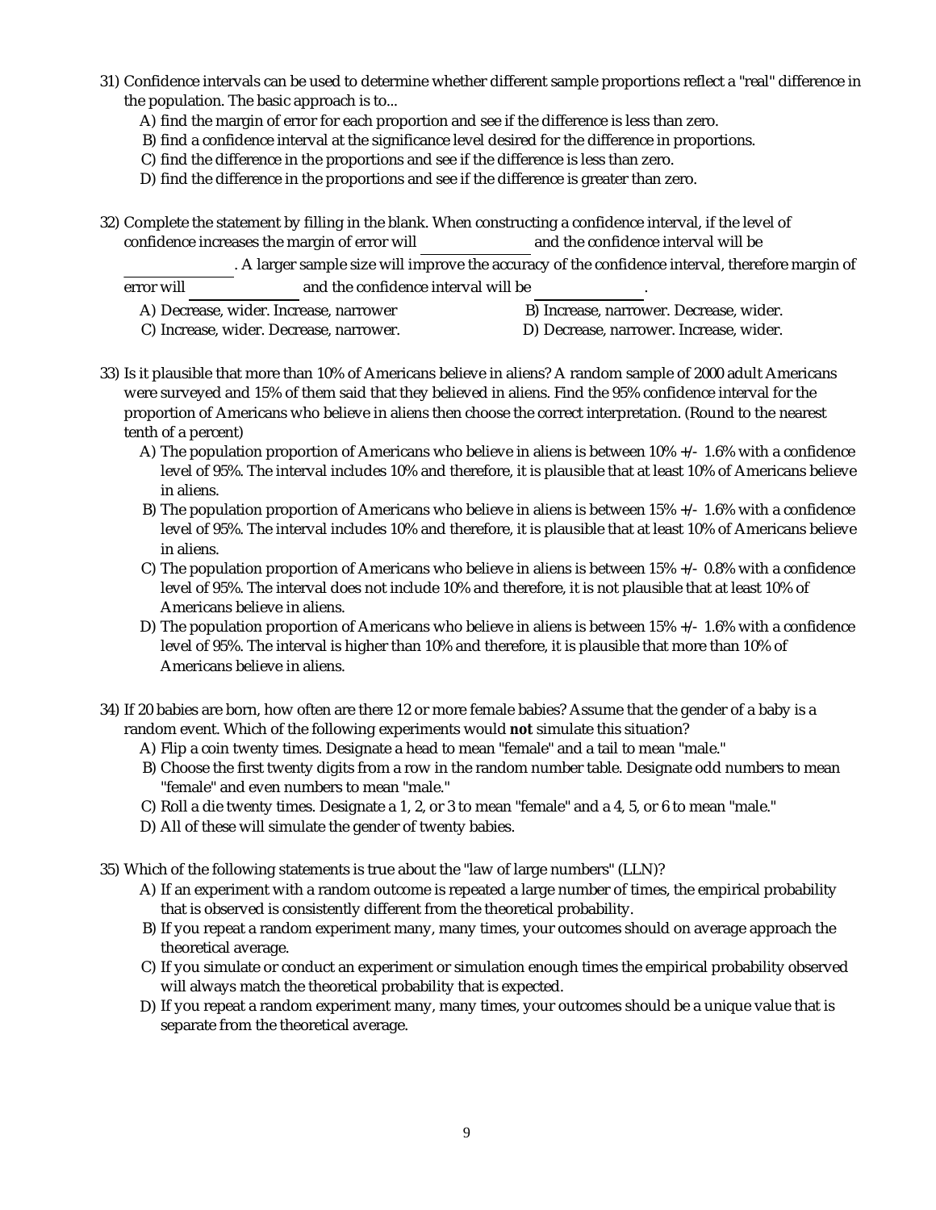31) Confidence intervals can be used to determine whether different sample proportions reflect a "real" difference in the population. The basic approach is to...

A) find the margin of error for each proportion and see if the difference is less than zero.
B) find a confidence interval at the significance level desired for the difference in proportions.
C) find the difference in the proportions and see if the difference is less than zero.
D) find the difference in the proportions and see if the difference is greater than zero.

32) Complete the statement by filling in the blank. When constructing a confidence interval, if the level of confidence increases the margin of error will ______________ and the confidence interval will be ______________. A larger sample size will improve the accuracy of the confidence interval, therefore margin of error will ______________ and the confidence interval will be ______________.

A) Decrease, wider. Increase, narrower
B) Increase, narrower. Decrease, wider.
C) Increase, wider. Decrease, narrower.
D) Decrease, narrower. Increase, wider.

33) Is it plausible that more than 10% of Americans believe in aliens? A random sample of 2000 adult Americans were surveyed and 15% of them said that they believed in aliens. Find the 95% confidence interval for the proportion of Americans who believe in aliens then choose the correct interpretation. (Round to the nearest tenth of a percent)

A) The population proportion of Americans who believe in aliens is between 10% +/- 1.6% with a confidence level of 95%. The interval includes 10% and therefore, it is plausible that at least 10% of Americans believe in aliens.
B) The population proportion of Americans who believe in aliens is between 15% +/- 1.6% with a confidence level of 95%. The interval includes 10% and therefore, it is plausible that at least 10% of Americans believe in aliens.
C) The population proportion of Americans who believe in aliens is between 15% +/- 0.8% with a confidence level of 95%. The interval does not include 10% and therefore, it is not plausible that at least 10% of Americans believe in aliens.
D) The population proportion of Americans who believe in aliens is between 15% +/- 1.6% with a confidence level of 95%. The interval is higher than 10% and therefore, it is plausible that more than 10% of Americans believe in aliens.

34) If 20 babies are born, how often are there 12 or more female babies? Assume that the gender of a baby is a random event. Which of the following experiments would **not** simulate this situation?

A) Flip a coin twenty times. Designate a head to mean "female" and a tail to mean "male."
B) Choose the first twenty digits from a row in the random number table. Designate odd numbers to mean "female" and even numbers to mean "male."
C) Roll a die twenty times. Designate a 1, 2, or 3 to mean "female" and a 4, 5, or 6 to mean "male."
D) All of these will simulate the gender of twenty babies.

35) Which of the following statements is true about the "law of large numbers" (LLN)?

A) If an experiment with a random outcome is repeated a large number of times, the empirical probability that is observed is consistently different from the theoretical probability.
B) If you repeat a random experiment many, many times, your outcomes should on average approach the theoretical average.
C) If you simulate or conduct an experiment or simulation enough times the empirical probability observed will always match the theoretical probability that is expected.
D) If you repeat a random experiment many, many times, your outcomes should be a unique value that is separate from the theoretical average.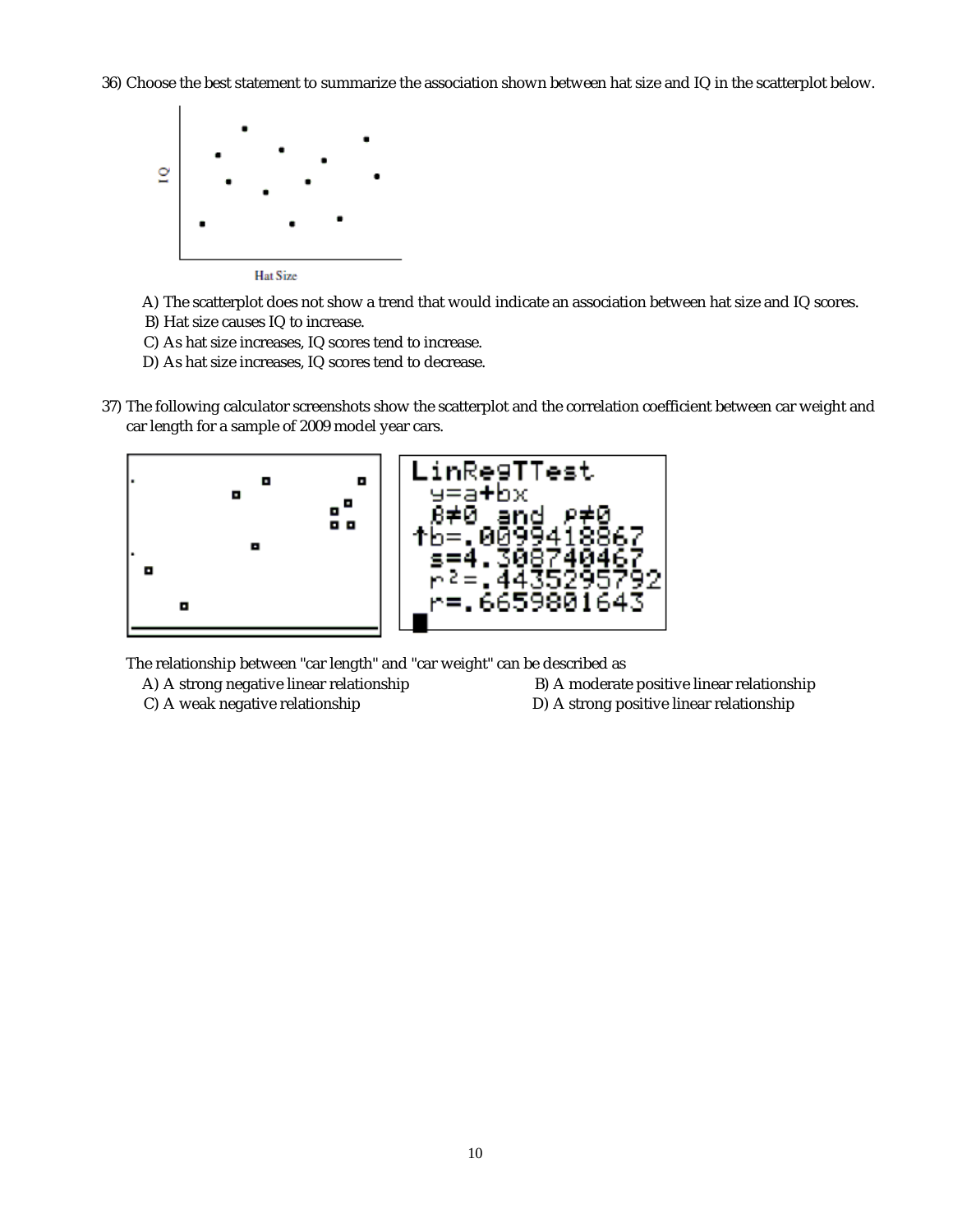36) Choose the best statement to summarize the association shown between hat size and IQ in the scatterplot below.

A) The scatterplot does not show a trend that would indicate an association between hat size and IQ scores.
B) Hat size causes IQ to increase.
C) As hat size increases, IQ scores tend to increase.
D) As hat size increases, IQ scores tend to decrease.

37) The following calculator screenshots show the scatterplot and the correlation coefficient between car weight and car length for a sample of 2009 model year cars.

```
LinRegTTest
 y=a+bx
 β≠0 and ρ≠0
↑b=.0099418867
 s=4.308740467
 r²=.4435295792
 r=.6659801643
```

The relationship between "car length" and "car weight" can be described as

A) A strong negative linear relationship
B) A moderate positive linear relationship
C) A weak negative relationship
D) A strong positive linear relationship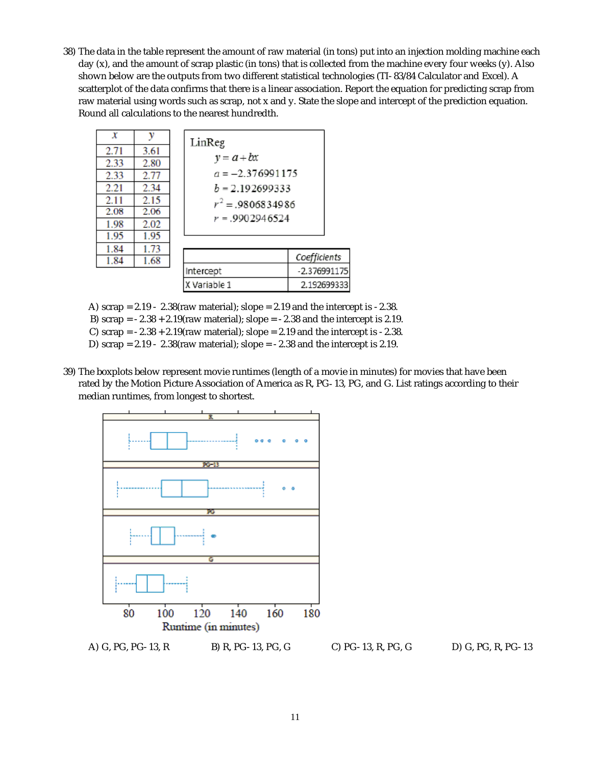38) The data in the table represent the amount of raw material (in tons) put into an injection molding machine each day (x), and the amount of scrap plastic (in tons) that is collected from the machine every four weeks (y). Also shown below are the outputs from two different statistical technologies (TI- 83/84 Calculator and Excel). A scatterplot of the data confirms that there is a linear association. Report the equation for predicting scrap from raw material using words such as scrap, not x and y. State the slope and intercept of the prediction equation. Round all calculations to the nearest hundredth.

| $x$ | $y$ |
|---|---|
| 2.71 | 3.61 |
| 2.33 | 2.80 |
| 2.33 | 2.77 |
| 2.21 | 2.34 |
| 2.11 | 2.15 |
| 2.08 | 2.06 |
| 1.98 | 2.02 |
| 1.95 | 1.95 |
| 1.84 | 1.73 |
| 1.84 | 1.68 |

LinReg
$y = a + bx$
$a = -2.376991175$
$b = 2.192699333$
$r^2 = .9806834986$
$r = .9902946524$

| | *Coefficients* |
|---|---|
| Intercept | -2.376991175 |
| X Variable 1 | 2.192699333 |

A) scrap = 2.19 - 2.38(raw material); slope = 2.19 and the intercept is - 2.38.
B) scrap = - 2.38 + 2.19(raw material); slope = - 2.38 and the intercept is 2.19.
C) scrap = - 2.38 + 2.19(raw material); slope = 2.19 and the intercept is - 2.38.
D) scrap = 2.19 - 2.38(raw material); slope = - 2.38 and the intercept is 2.19.

39) The boxplots below represent movie runtimes (length of a movie in minutes) for movies that have been rated by the Motion Picture Association of America as R, PG- 13, PG, and G. List ratings according to their median runtimes, from longest to shortest.

A) G, PG, PG- 13, R
B) R, PG- 13, PG, G
C) PG- 13, R, PG, G
D) G, PG, R, PG- 13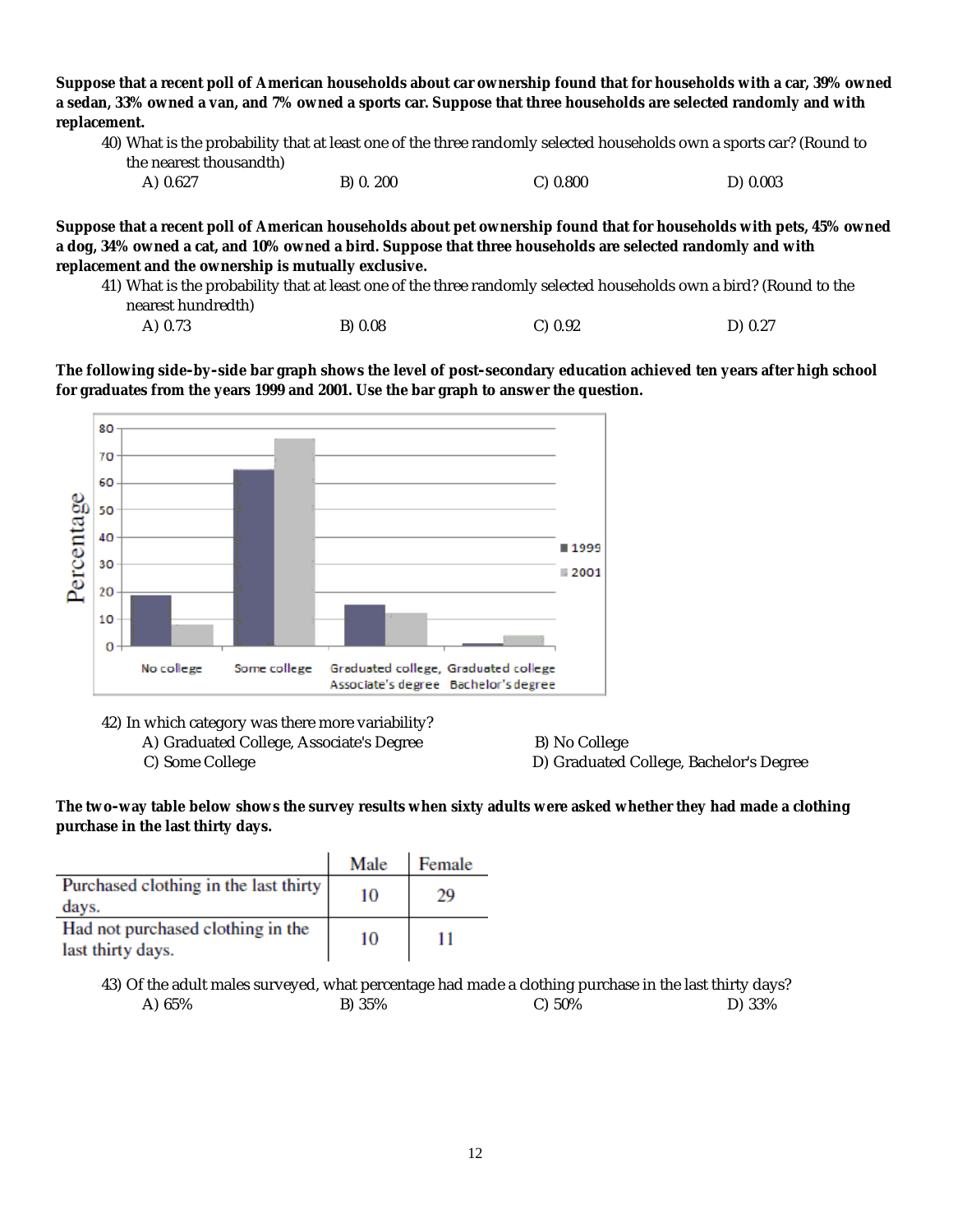**Suppose that a recent poll of American households about car ownership found that for households with a car, 39% owned a sedan, 33% owned a van, and 7% owned a sports car. Suppose that three households are selected randomly and with replacement.**

40) What is the probability that at least one of the three randomly selected households own a sports car? (Round to the nearest thousandth)

A) 0.627 B) 0. 200 C) 0.800 D) 0.003

**Suppose that a recent poll of American households about pet ownership found that for households with pets, 45% owned a dog, 34% owned a cat, and 10% owned a bird. Suppose that three households are selected randomly and with replacement and the ownership is mutually exclusive.**

41) What is the probability that at least one of the three randomly selected households own a bird? (Round to the nearest hundredth)

A) 0.73 B) 0.08 C) 0.92 D) 0.27

**The following side-by-side bar graph shows the level of post-secondary education achieved ten years after high school for graduates from the years 1999 and 2001. Use the bar graph to answer the question.**

42) In which category was there more variability?

A) Graduated College, Associate's Degree B) No College

C) Some College D) Graduated College, Bachelor's Degree

**The two-way table below shows the survey results when sixty adults were asked whether they had made a clothing purchase in the last thirty days.**

| | Male | Female |
|---|---|---|
| Purchased clothing in the last thirty days. | 10 | 29 |
| Had not purchased clothing in the last thirty days. | 10 | 11 |

43) Of the adult males surveyed, what percentage had made a clothing purchase in the last thirty days?

A) 65% B) 35% C) 50% D) 33%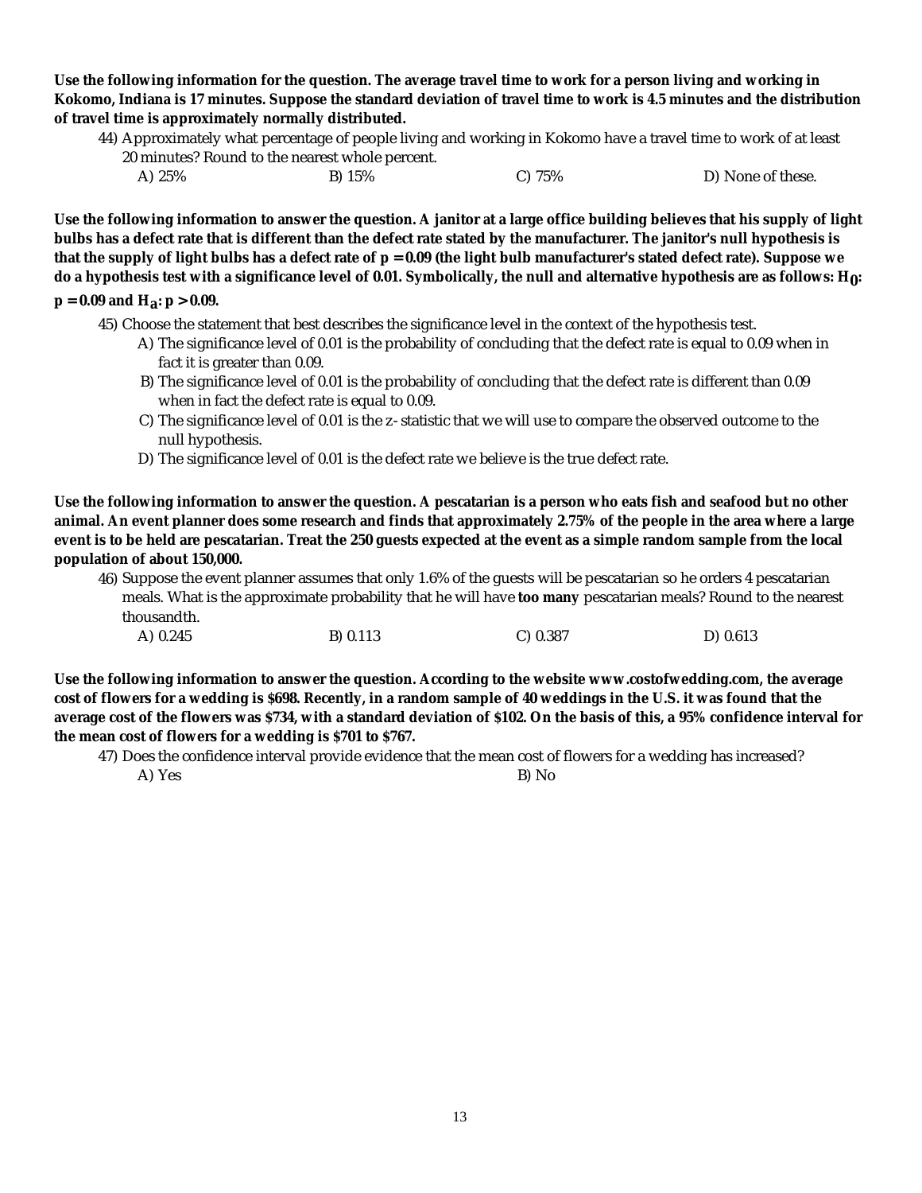**Use the following information for the question. The average travel time to work for a person living and working in Kokomo, Indiana is 17 minutes. Suppose the standard deviation of travel time to work is 4.5 minutes and the distribution of travel time is approximately normally distributed.**

44) Approximately what percentage of people living and working in Kokomo have a travel time to work of at least 20 minutes? Round to the nearest whole percent.

A) 25%  B) 15%  C) 75%  D) None of these.

**Use the following information to answer the question. A janitor at a large office building believes that his supply of light bulbs has a defect rate that is different than the defect rate stated by the manufacturer. The janitor's null hypothesis is that the supply of light bulbs has a defect rate of $p = 0.09$ (the light bulb manufacturer's stated defect rate). Suppose we do a hypothesis test with a significance level of 0.01. Symbolically, the null and alternative hypothesis are as follows: $H_0$: $p = 0.09$ and $H_a$: $p > 0.09$.**

45) Choose the statement that best describes the significance level in the context of the hypothesis test.

A) The significance level of 0.01 is the probability of concluding that the defect rate is equal to 0.09 when in fact it is greater than 0.09.
B) The significance level of 0.01 is the probability of concluding that the defect rate is different than 0.09 when in fact the defect rate is equal to 0.09.
C) The significance level of 0.01 is the z- statistic that we will use to compare the observed outcome to the null hypothesis.
D) The significance level of 0.01 is the defect rate we believe is the true defect rate.

**Use the following information to answer the question. A pescatarian is a person who eats fish and seafood but no other animal. An event planner does some research and finds that approximately 2.75% of the people in the area where a large event is to be held are pescatarian. Treat the 250 guests expected at the event as a simple random sample from the local population of about 150,000.**

46) Suppose the event planner assumes that only 1.6% of the guests will be pescatarian so he orders 4 pescatarian meals. What is the approximate probability that he will have **too many** pescatarian meals? Round to the nearest thousandth.

A) 0.245  B) 0.113  C) 0.387  D) 0.613

**Use the following information to answer the question. According to the website www.costofwedding.com, the average cost of flowers for a wedding is $698. Recently, in a random sample of 40 weddings in the U.S. it was found that the average cost of the flowers was $734, with a standard deviation of $102. On the basis of this, a 95% confidence interval for the mean cost of flowers for a wedding is $701 to $767.**

47) Does the confidence interval provide evidence that the mean cost of flowers for a wedding has increased?

A) Yes  B) No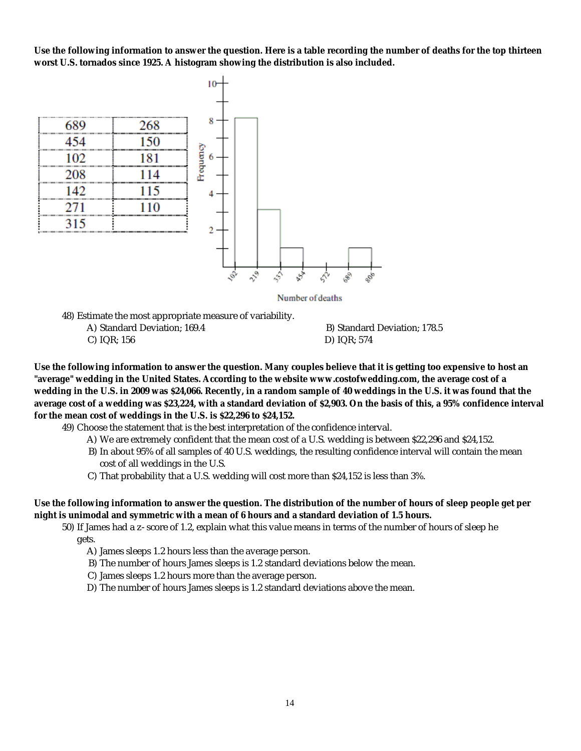**Use the following information to answer the question. Here is a table recording the number of deaths for the top thirteen worst U.S. tornados since 1925. A histogram showing the distribution is also included.**

| | |
|---|---|
| 689 | 268 |
| 454 | 150 |
| 102 | 181 |
| 208 | 114 |
| 142 | 115 |
| 271 | 110 |
| 315 | |

48) Estimate the most appropriate measure of variability.

A) Standard Deviation; 169.4

B) Standard Deviation; 178.5

C) IQR; 156

D) IQR; 574

**Use the following information to answer the question. Many couples believe that it is getting too expensive to host an "average" wedding in the United States. According to the website www.costofwedding.com, the average cost of a wedding in the U.S. in 2009 was $24,066. Recently, in a random sample of 40 weddings in the U.S. it was found that the average cost of a wedding was $23,224, with a standard deviation of $2,903. On the basis of this, a 95% confidence interval for the mean cost of weddings in the U.S. is $22,296 to $24,152.**

49) Choose the statement that is the best interpretation of the confidence interval.

A) We are extremely confident that the mean cost of a U.S. wedding is between $22,296 and $24,152.

B) In about 95% of all samples of 40 U.S. weddings, the resulting confidence interval will contain the mean cost of all weddings in the U.S.

C) That probability that a U.S. wedding will cost more than $24,152 is less than 3%.

**Use the following information to answer the question. The distribution of the number of hours of sleep people get per night is unimodal and symmetric with a mean of 6 hours and a standard deviation of 1.5 hours.**

50) If James had a z- score of 1.2, explain what this value means in terms of the number of hours of sleep he gets.

A) James sleeps 1.2 hours less than the average person.

B) The number of hours James sleeps is 1.2 standard deviations below the mean.

C) James sleeps 1.2 hours more than the average person.

D) The number of hours James sleeps is 1.2 standard deviations above the mean.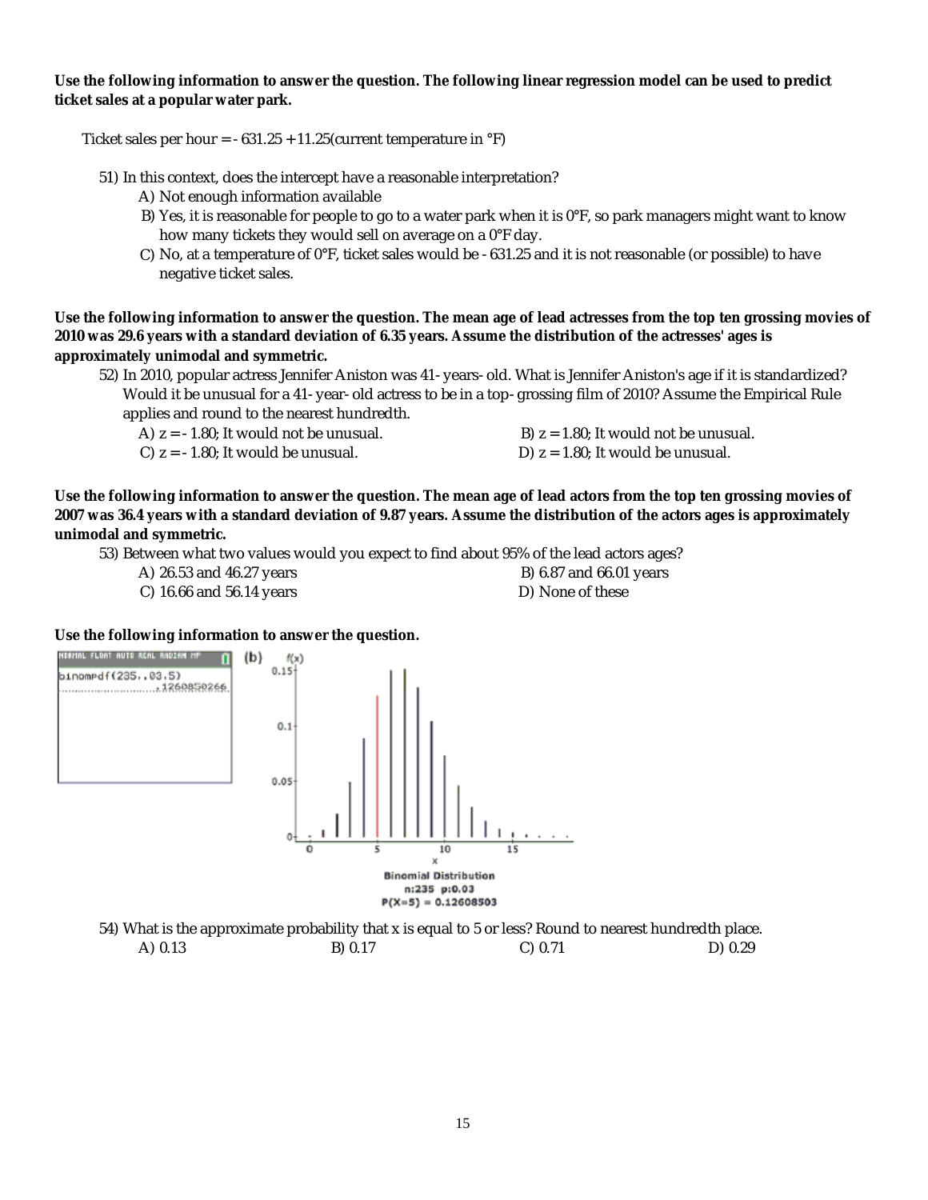**Use the following information to answer the question. The following linear regression model can be used to predict ticket sales at a popular water park.**

Ticket sales per hour = - 631.25 + 11.25(current temperature in °F)

51) In this context, does the intercept have a reasonable interpretation?

A) Not enough information available

B) Yes, it is reasonable for people to go to a water park when it is 0°F, so park managers might want to know how many tickets they would sell on average on a 0°F day.

C) No, at a temperature of 0°F, ticket sales would be - 631.25 and it is not reasonable (or possible) to have negative ticket sales.

**Use the following information to answer the question. The mean age of lead actresses from the top ten grossing movies of 2010 was 29.6 years with a standard deviation of 6.35 years. Assume the distribution of the actresses' ages is approximately unimodal and symmetric.**

52) In 2010, popular actress Jennifer Aniston was 41- years- old. What is Jennifer Aniston's age if it is standardized? Would it be unusual for a 41- year- old actress to be in a top- grossing film of 2010? Assume the Empirical Rule applies and round to the nearest hundredth.

A) $z = -1.80$; It would not be unusual.

B) $z = 1.80$; It would not be unusual.

C) $z = -1.80$; It would be unusual.

D) $z = 1.80$; It would be unusual.

**Use the following information to answer the question. The mean age of lead actors from the top ten grossing movies of 2007 was 36.4 years with a standard deviation of 9.87 years. Assume the distribution of the actors ages is approximately unimodal and symmetric.**

53) Between what two values would you expect to find about 95% of the lead actors ages?

A) 26.53 and 46.27 years

B) 6.87 and 66.01 years

C) 16.66 and 56.14 years

D) None of these

**Use the following information to answer the question.**

```
NORMAL FLOAT AUTO REAL RADIAN MP
binompdf(235,.03,5)
                    .1260850266
```

(b)

Binomial Distribution
n:235 p:0.03
P(X=5) = 0.12608503

54) What is the approximate probability that x is equal to 5 or less? Round to nearest hundredth place.

A) 0.13

B) 0.17

C) 0.71

D) 0.29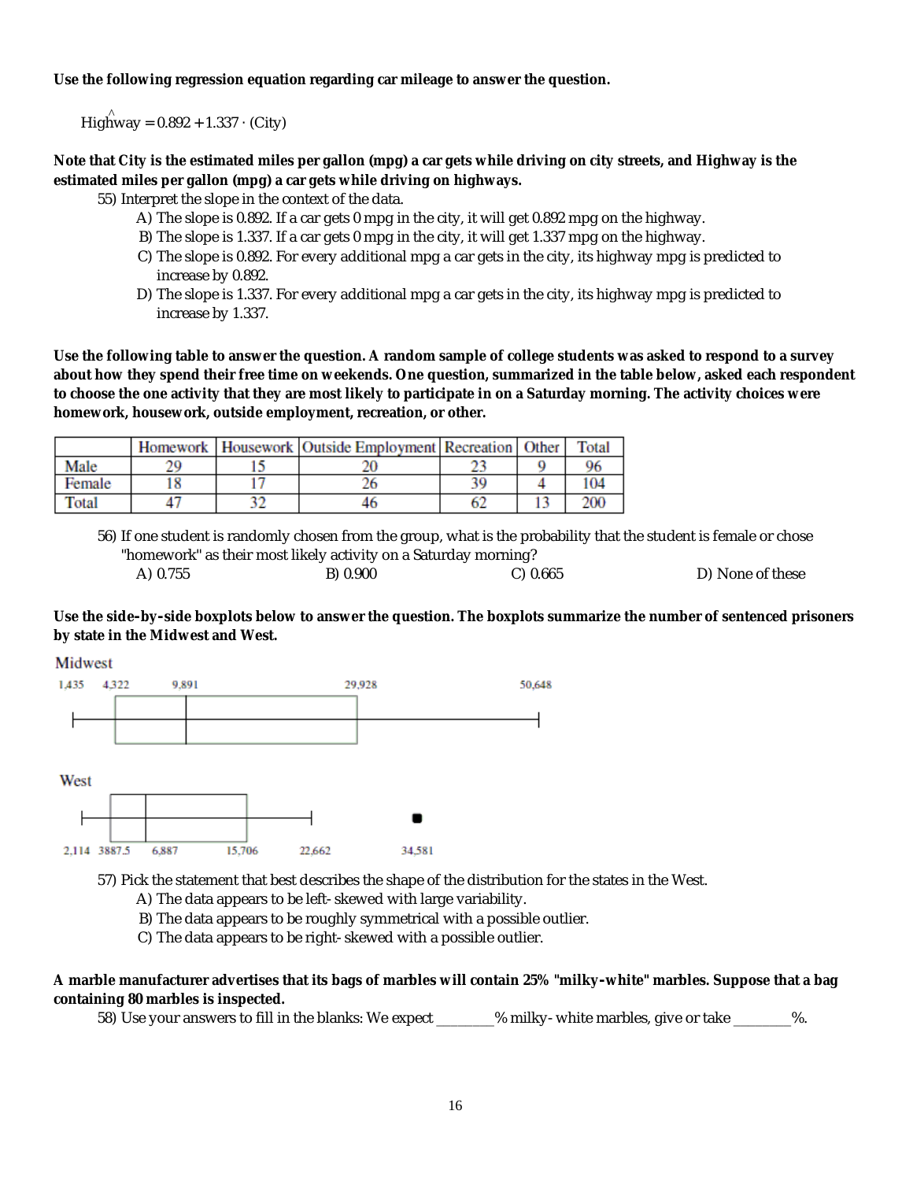**Use the following regression equation regarding car mileage to answer the question.**

$$\widehat{\text{Highway}} = 0.892 + 1.337 \cdot (\text{City})$$

**Note that City is the estimated miles per gallon (mpg) a car gets while driving on city streets, and Highway is the estimated miles per gallon (mpg) a car gets while driving on highways.**

55) Interpret the slope in the context of the data.

A) The slope is 0.892. If a car gets 0 mpg in the city, it will get 0.892 mpg on the highway.
B) The slope is 1.337. If a car gets 0 mpg in the city, it will get 1.337 mpg on the highway.
C) The slope is 0.892. For every additional mpg a car gets in the city, its highway mpg is predicted to increase by 0.892.
D) The slope is 1.337. For every additional mpg a car gets in the city, its highway mpg is predicted to increase by 1.337.

**Use the following table to answer the question. A random sample of college students was asked to respond to a survey about how they spend their free time on weekends. One question, summarized in the table below, asked each respondent to choose the one activity that they are most likely to participate in on a Saturday morning. The activity choices were homework, housework, outside employment, recreation, or other.**

| | Homework | Housework | Outside Employment | Recreation | Other | Total |
|---|---|---|---|---|---|---|
| Male | 29 | 15 | 20 | 23 | 9 | 96 |
| Female | 18 | 17 | 26 | 39 | 4 | 104 |
| Total | 47 | 32 | 46 | 62 | 13 | 200 |

56) If one student is randomly chosen from the group, what is the probability that the student is female or chose "homework" as their most likely activity on a Saturday morning?

A) 0.755
B) 0.900
C) 0.665
D) None of these

**Use the side-by-side boxplots below to answer the question. The boxplots summarize the number of sentenced prisoners by state in the Midwest and West.**

Midwest

1,435 4,322 9,891 29,928 50,648

West

2,114 3887.5 6,887 15,706 22,662 34,581

57) Pick the statement that best describes the shape of the distribution for the states in the West.

A) The data appears to be left- skewed with large variability.
B) The data appears to be roughly symmetrical with a possible outlier.
C) The data appears to be right- skewed with a possible outlier.

**A marble manufacturer advertises that its bags of marbles will contain 25% "milky-white" marbles. Suppose that a bag containing 80 marbles is inspected.**

58) Use your answers to fill in the blanks: We expect ________% milky- white marbles, give or take ________%.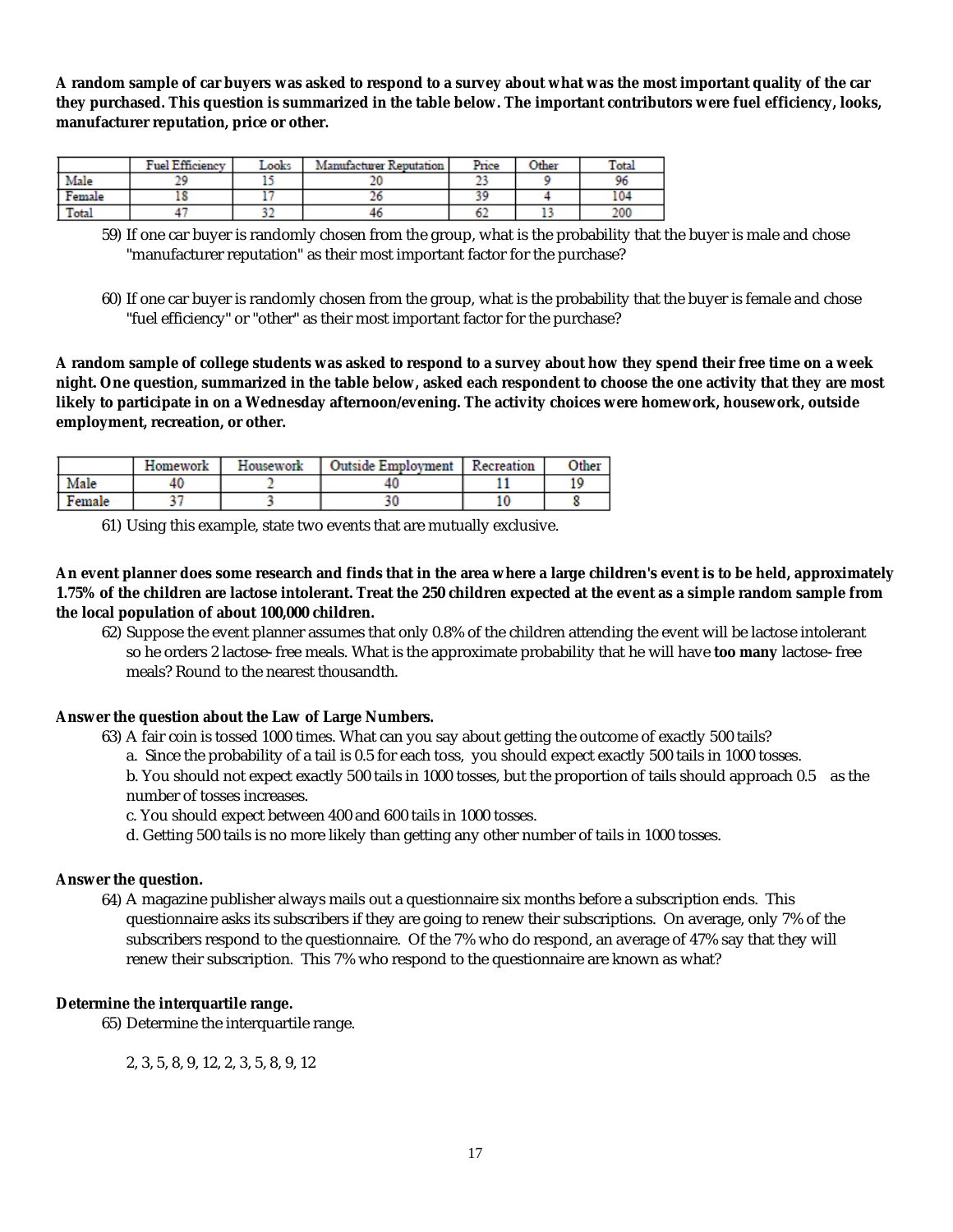**A random sample of car buyers was asked to respond to a survey about what was the most important quality of the car they purchased. This question is summarized in the table below. The important contributors were fuel efficiency, looks, manufacturer reputation, price or other.**

| | Fuel Efficiency | Looks | Manufacturer Reputation | Price | Other | Total |
|---|---|---|---|---|---|---|
| Male | 29 | 15 | 20 | 23 | 9 | 96 |
| Female | 18 | 17 | 26 | 39 | 4 | 104 |
| Total | 47 | 32 | 46 | 62 | 13 | 200 |

59) If one car buyer is randomly chosen from the group, what is the probability that the buyer is male and chose "manufacturer reputation" as their most important factor for the purchase?

60) If one car buyer is randomly chosen from the group, what is the probability that the buyer is female and chose "fuel efficiency" or "other" as their most important factor for the purchase?

**A random sample of college students was asked to respond to a survey about how they spend their free time on a week night. One question, summarized in the table below, asked each respondent to choose the one activity that they are most likely to participate in on a Wednesday afternoon/evening. The activity choices were homework, housework, outside employment, recreation, or other.**

| | Homework | Housework | Outside Employment | Recreation | Other |
|---|---|---|---|---|---|
| Male | 40 | 2 | 40 | 11 | 19 |
| Female | 37 | 3 | 30 | 10 | 8 |

61) Using this example, state two events that are mutually exclusive.

**An event planner does some research and finds that in the area where a large children's event is to be held, approximately 1.75% of the children are lactose intolerant. Treat the 250 children expected at the event as a simple random sample from the local population of about 100,000 children.**

62) Suppose the event planner assumes that only 0.8% of the children attending the event will be lactose intolerant so he orders 2 lactose- free meals. What is the approximate probability that he will have **too many** lactose- free meals? Round to the nearest thousandth.

**Answer the question about the Law of Large Numbers.**

63) A fair coin is tossed 1000 times. What can you say about getting the outcome of exactly 500 tails?
a. Since the probability of a tail is 0.5 for each toss, you should expect exactly 500 tails in 1000 tosses.
b. You should not expect exactly 500 tails in 1000 tosses, but the proportion of tails should approach 0.5 as the number of tosses increases.
c. You should expect between 400 and 600 tails in 1000 tosses.
d. Getting 500 tails is no more likely than getting any other number of tails in 1000 tosses.

**Answer the question.**

64) A magazine publisher always mails out a questionnaire six months before a subscription ends. This questionnaire asks its subscribers if they are going to renew their subscriptions. On average, only 7% of the subscribers respond to the questionnaire. Of the 7% who do respond, an average of 47% say that they will renew their subscription. This 7% who respond to the questionnaire are known as what?

**Determine the interquartile range.**

65) Determine the interquartile range.

2, 3, 5, 8, 9, 12, 2, 3, 5, 8, 9, 12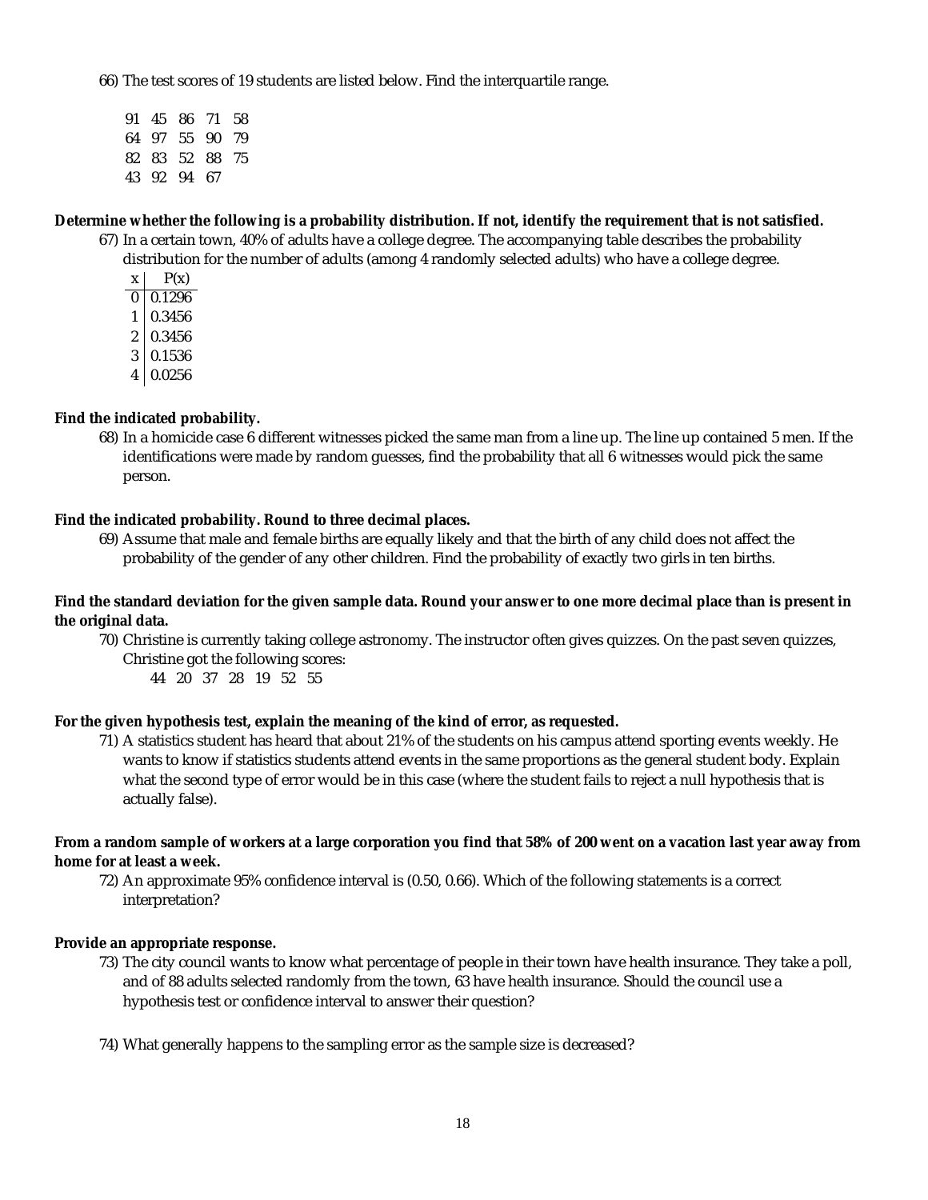66) The test scores of 19 students are listed below. Find the interquartile range.

| | | | | |
|---|---|---|---|---|
| 91 | 45 | 86 | 71 | 58 |
| 64 | 97 | 55 | 90 | 79 |
| 82 | 83 | 52 | 88 | 75 |
| 43 | 92 | 94 | 67 | |

**Determine whether the following is a probability distribution. If not, identify the requirement that is not satisfied.**

67) In a certain town, 40% of adults have a college degree. The accompanying table describes the probability distribution for the number of adults (among 4 randomly selected adults) who have a college degree.

| x | P(x) |
|---|---|
| 0 | 0.1296 |
| 1 | 0.3456 |
| 2 | 0.3456 |
| 3 | 0.1536 |
| 4 | 0.0256 |

**Find the indicated probability.**

68) In a homicide case 6 different witnesses picked the same man from a line up. The line up contained 5 men. If the identifications were made by random guesses, find the probability that all 6 witnesses would pick the same person.

**Find the indicated probability. Round to three decimal places.**

69) Assume that male and female births are equally likely and that the birth of any child does not affect the probability of the gender of any other children. Find the probability of exactly two girls in ten births.

**Find the standard deviation for the given sample data. Round your answer to one more decimal place than is present in the original data.**

70) Christine is currently taking college astronomy. The instructor often gives quizzes. On the past seven quizzes, Christine got the following scores:

44 20 37 28 19 52 55

**For the given hypothesis test, explain the meaning of the kind of error, as requested.**

71) A statistics student has heard that about 21% of the students on his campus attend sporting events weekly. He wants to know if statistics students attend events in the same proportions as the general student body. Explain what the second type of error would be in this case (where the student fails to reject a null hypothesis that is actually false).

**From a random sample of workers at a large corporation you find that 58% of 200 went on a vacation last year away from home for at least a week.**

72) An approximate 95% confidence interval is (0.50, 0.66). Which of the following statements is a correct interpretation?

**Provide an appropriate response.**

73) The city council wants to know what percentage of people in their town have health insurance. They take a poll, and of 88 adults selected randomly from the town, 63 have health insurance. Should the council use a hypothesis test or confidence interval to answer their question?

74) What generally happens to the sampling error as the sample size is decreased?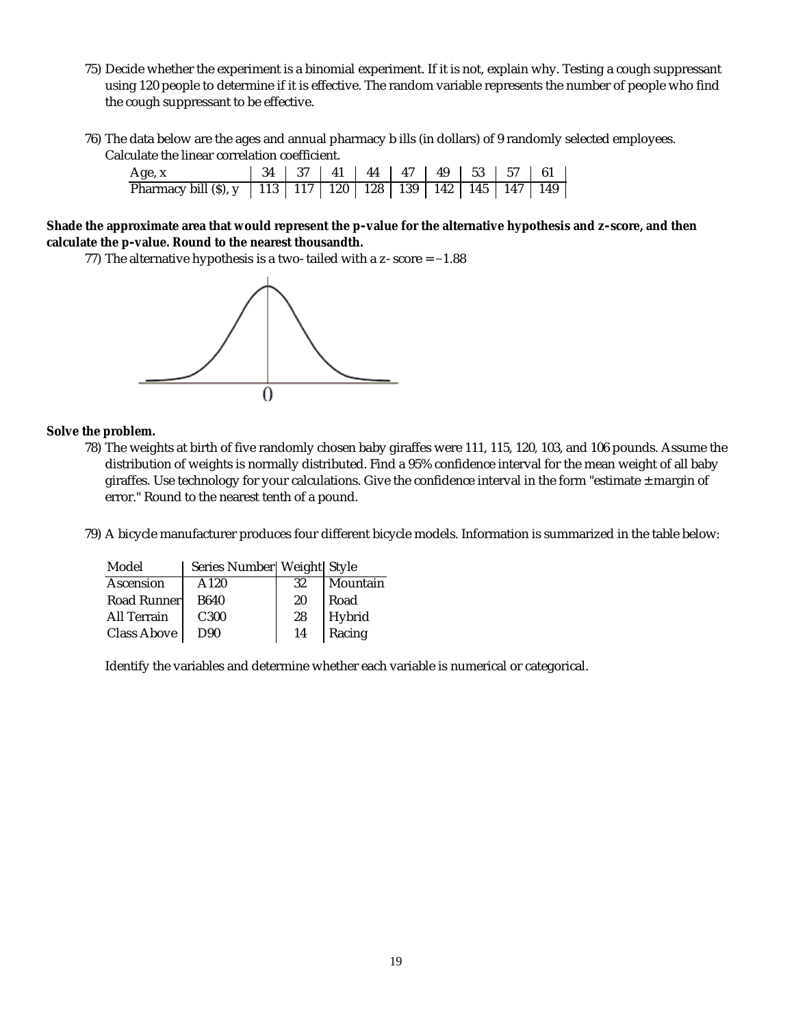75) Decide whether the experiment is a binomial experiment. If it is not, explain why. Testing a cough suppressant using 120 people to determine if it is effective. The random variable represents the number of people who find the cough suppressant to be effective.

76) The data below are the ages and annual pharmacy b ills (in dollars) of 9 randomly selected employees. Calculate the linear correlation coefficient.

| Age, x | 34 | 37 | 41 | 44 | 47 | 49 | 53 | 57 | 61 |
|---|---|---|---|---|---|---|---|---|---|
| Pharmacy bill ($), y | 113 | 117 | 120 | 128 | 139 | 142 | 145 | 147 | 149 |

**Shade the approximate area that would represent the p-value for the alternative hypothesis and z-score, and then calculate the p-value. Round to the nearest thousandth.**

77) The alternative hypothesis is a two- tailed with a z- score = −1.88

0

**Solve the problem.**

78) The weights at birth of five randomly chosen baby giraffes were 111, 115, 120, 103, and 106 pounds. Assume the distribution of weights is normally distributed. Find a 95% confidence interval for the mean weight of all baby giraffes. Use technology for your calculations. Give the confidence interval in the form "estimate ± margin of error." Round to the nearest tenth of a pound.

79) A bicycle manufacturer produces four different bicycle models. Information is summarized in the table below:

| Model | Series Number | Weight | Style |
|---|---|---|---|
| Ascension | A120 | 32 | Mountain |
| Road Runner | B640 | 20 | Road |
| All Terrain | C300 | 28 | Hybrid |
| Class Above | D90 | 14 | Racing |

Identify the variables and determine whether each variable is numerical or categorical.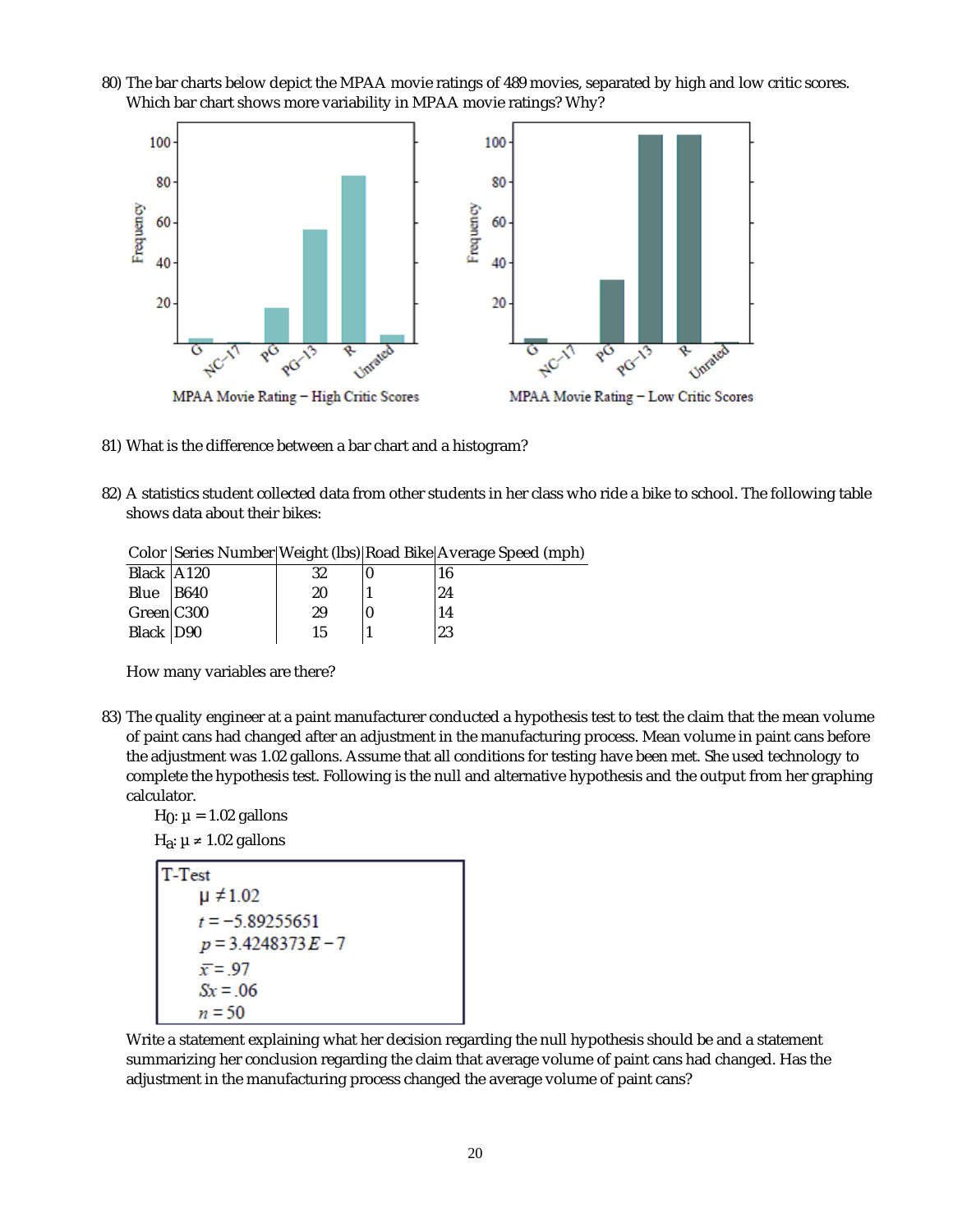80) The bar charts below depict the MPAA movie ratings of 489 movies, separated by high and low critic scores. Which bar chart shows more variability in MPAA movie ratings? Why?

81) What is the difference between a bar chart and a histogram?

82) A statistics student collected data from other students in her class who ride a bike to school. The following table shows data about their bikes:

| Color | Series Number | Weight (lbs) | Road Bike | Average Speed (mph) |
|---|---|---|---|---|
| Black | A120 | 32 | 0 | 16 |
| Blue | B640 | 20 | 1 | 24 |
| Green | C300 | 29 | 0 | 14 |
| Black | D90 | 15 | 1 | 23 |

How many variables are there?

83) The quality engineer at a paint manufacturer conducted a hypothesis test to test the claim that the mean volume of paint cans had changed after an adjustment in the manufacturing process. Mean volume in paint cans before the adjustment was 1.02 gallons. Assume that all conditions for testing have been met. She used technology to complete the hypothesis test. Following is the null and alternative hypothesis and the output from her graphing calculator.

$H_0$: $\mu = 1.02$ gallons

$H_a$: $\mu \neq 1.02$ gallons

```
T-Test
    μ ≠ 1.02
    t = −5.89255651
    p = 3.4248373E−7
    x̄ = .97
    Sx = .06
    n = 50
```

Write a statement explaining what her decision regarding the null hypothesis should be and a statement summarizing her conclusion regarding the claim that average volume of paint cans had changed. Has the adjustment in the manufacturing process changed the average volume of paint cans?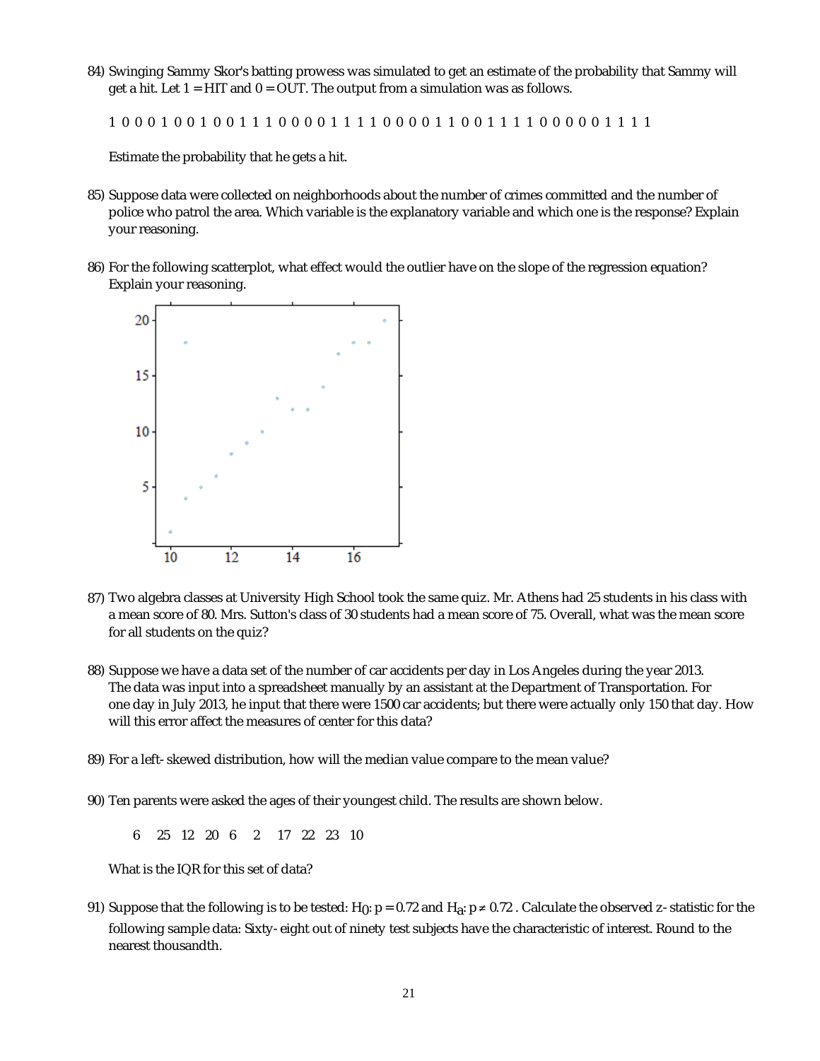84) Swinging Sammy Skor's batting prowess was simulated to get an estimate of the probability that Sammy will get a hit. Let 1 = HIT and 0 = OUT. The output from a simulation was as follows.

1 0 0 0 1 0 0 1 0 0 1 1 1 0 0 0 0 1 1 1 1 0 0 0 0 1 1 0 0 1 1 1 1 0 0 0 0 0 1 1 1 1

Estimate the probability that he gets a hit.

85) Suppose data were collected on neighborhoods about the number of crimes committed and the number of police who patrol the area. Which variable is the explanatory variable and which one is the response? Explain your reasoning.

86) For the following scatterplot, what effect would the outlier have on the slope of the regression equation? Explain your reasoning.

87) Two algebra classes at University High School took the same quiz. Mr. Athens had 25 students in his class with a mean score of 80. Mrs. Sutton's class of 30 students had a mean score of 75. Overall, what was the mean score for all students on the quiz?

88) Suppose we have a data set of the number of car accidents per day in Los Angeles during the year 2013. The data was input into a spreadsheet manually by an assistant at the Department of Transportation. For one day in July 2013, he input that there were 1500 car accidents; but there were actually only 150 that day. How will this error affect the measures of center for this data?

89) For a left-skewed distribution, how will the median value compare to the mean value?

90) Ten parents were asked the ages of their youngest child. The results are shown below.

6 25 12 20 6 2 17 22 23 10

What is the IQR for this set of data?

91) Suppose that the following is to be tested: $H_0$: $p = 0.72$ and $H_a$: $p \neq 0.72$. Calculate the observed z-statistic for the following sample data: Sixty-eight out of ninety test subjects have the characteristic of interest. Round to the nearest thousandth.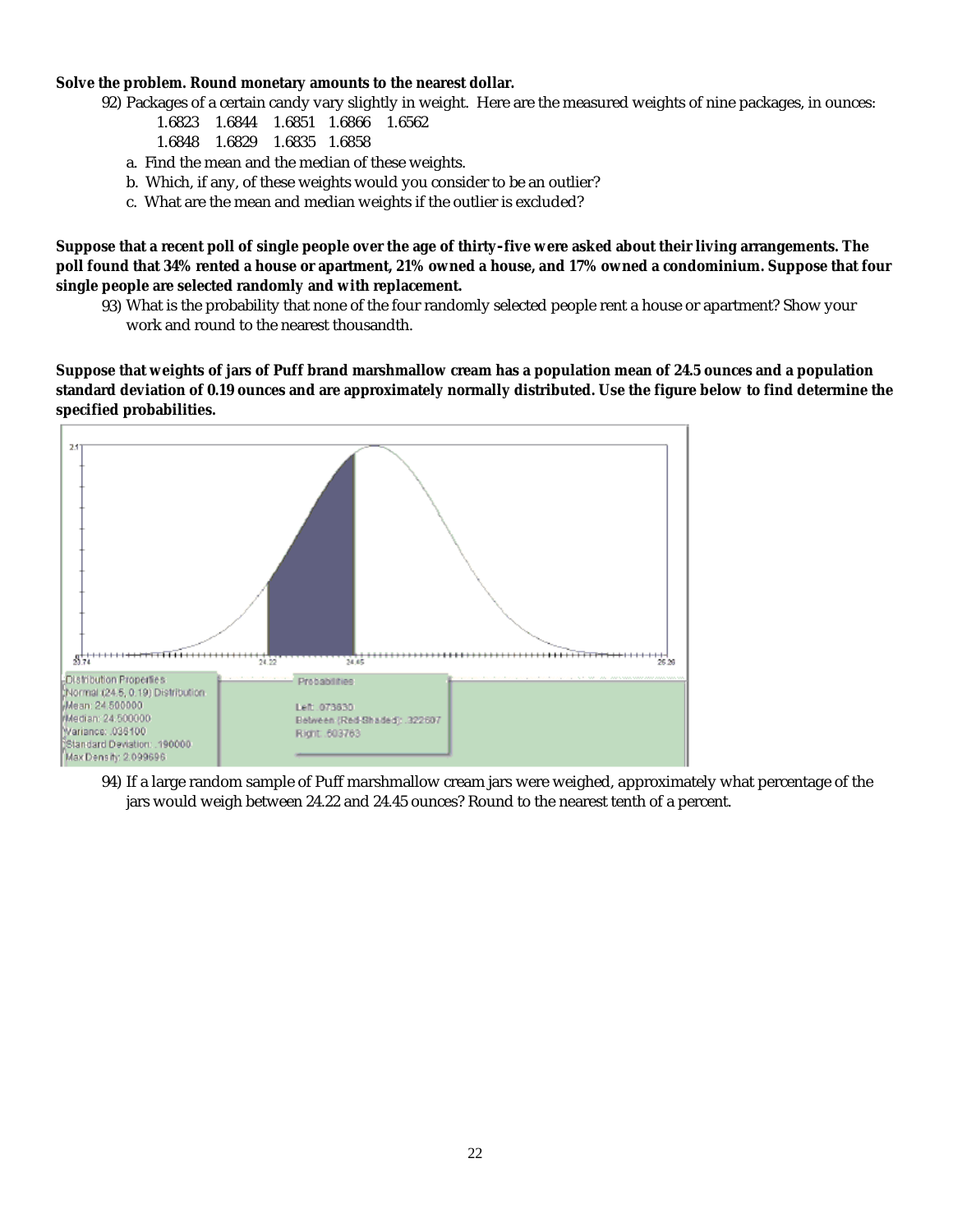**Solve the problem. Round monetary amounts to the nearest dollar.**

92) Packages of a certain candy vary slightly in weight. Here are the measured weights of nine packages, in ounces:

1.6823 1.6844 1.6851 1.6866 1.6562
1.6848 1.6829 1.6835 1.6858

a. Find the mean and the median of these weights.
b. Which, if any, of these weights would you consider to be an outlier?
c. What are the mean and median weights if the outlier is excluded?

**Suppose that a recent poll of single people over the age of thirty-five were asked about their living arrangements. The poll found that 34% rented a house or apartment, 21% owned a house, and 17% owned a condominium. Suppose that four single people are selected randomly and with replacement.**

93) What is the probability that none of the four randomly selected people rent a house or apartment? Show your work and round to the nearest thousandth.

**Suppose that weights of jars of Puff brand marshmallow cream has a population mean of 24.5 ounces and a population standard deviation of 0.19 ounces and are approximately normally distributed. Use the figure below to find determine the specified probabilities.**

Distribution Properties
Normal (24.5, 0.19) Distribution
Mean: 24.500000
Median: 24.500000
Variance: .036100
Standard Deviation: .190000
Max Density: 2.099696

Probabilities
Left: .073630
Between (Red-Shaded): .322607
Right: .603763

94) If a large random sample of Puff marshmallow cream jars were weighed, approximately what percentage of the jars would weigh between 24.22 and 24.45 ounces? Round to the nearest tenth of a percent.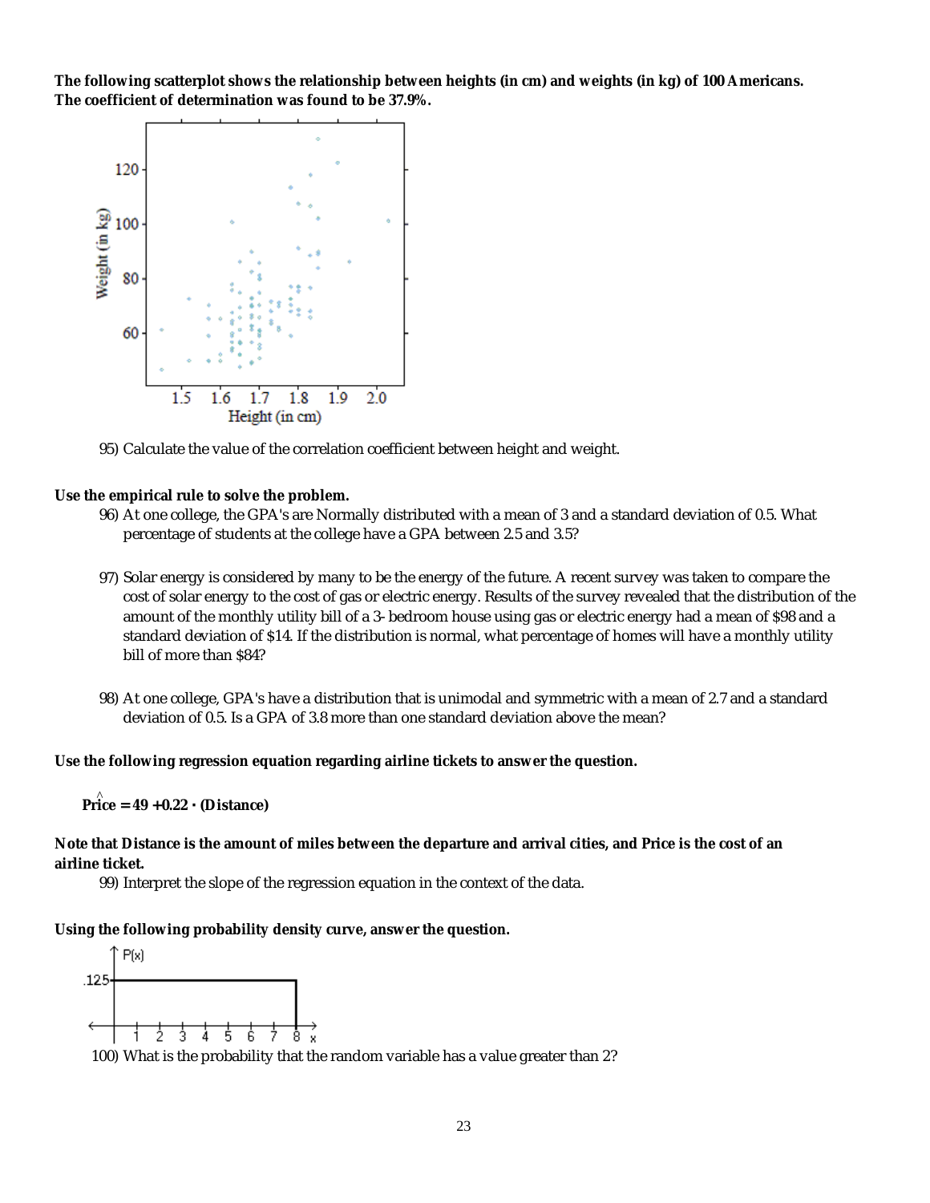**The following scatterplot shows the relationship between heights (in cm) and weights (in kg) of 100 Americans. The coefficient of determination was found to be 37.9%.**

95) Calculate the value of the correlation coefficient between height and weight.

**Use the empirical rule to solve the problem.**

96) At one college, the GPA's are Normally distributed with a mean of 3 and a standard deviation of 0.5. What percentage of students at the college have a GPA between 2.5 and 3.5?

97) Solar energy is considered by many to be the energy of the future. A recent survey was taken to compare the cost of solar energy to the cost of gas or electric energy. Results of the survey revealed that the distribution of the amount of the monthly utility bill of a 3- bedroom house using gas or electric energy had a mean of $98 and a standard deviation of $14. If the distribution is normal, what percentage of homes will have a monthly utility bill of more than $84?

98) At one college, GPA's have a distribution that is unimodal and symmetric with a mean of 2.7 and a standard deviation of 0.5. Is a GPA of 3.8 more than one standard deviation above the mean?

**Use the following regression equation regarding airline tickets to answer the question.**

$$\widehat{\text{Price}} = 49 + 0.22 \cdot (\text{Distance})$$

**Note that Distance is the amount of miles between the departure and arrival cities, and Price is the cost of an airline ticket.**

99) Interpret the slope of the regression equation in the context of the data.

**Using the following probability density curve, answer the question.**

100) What is the probability that the random variable has a value greater than 2?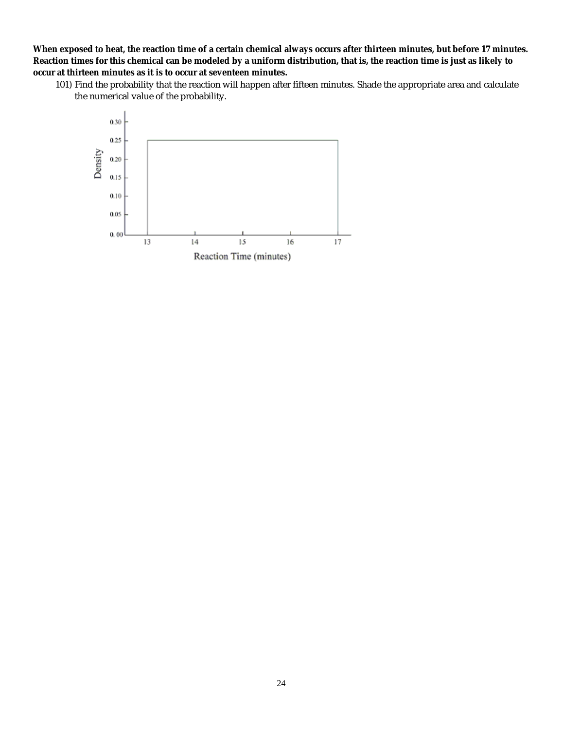**When exposed to heat, the reaction time of a certain chemical always occurs after thirteen minutes, but before 17 minutes. Reaction times for this chemical can be modeled by a uniform distribution, that is, the reaction time is just as likely to occur at thirteen minutes as it is to occur at seventeen minutes.**

101) Find the probability that the reaction will happen after fifteen minutes. Shade the appropriate area and calculate the numerical value of the probability.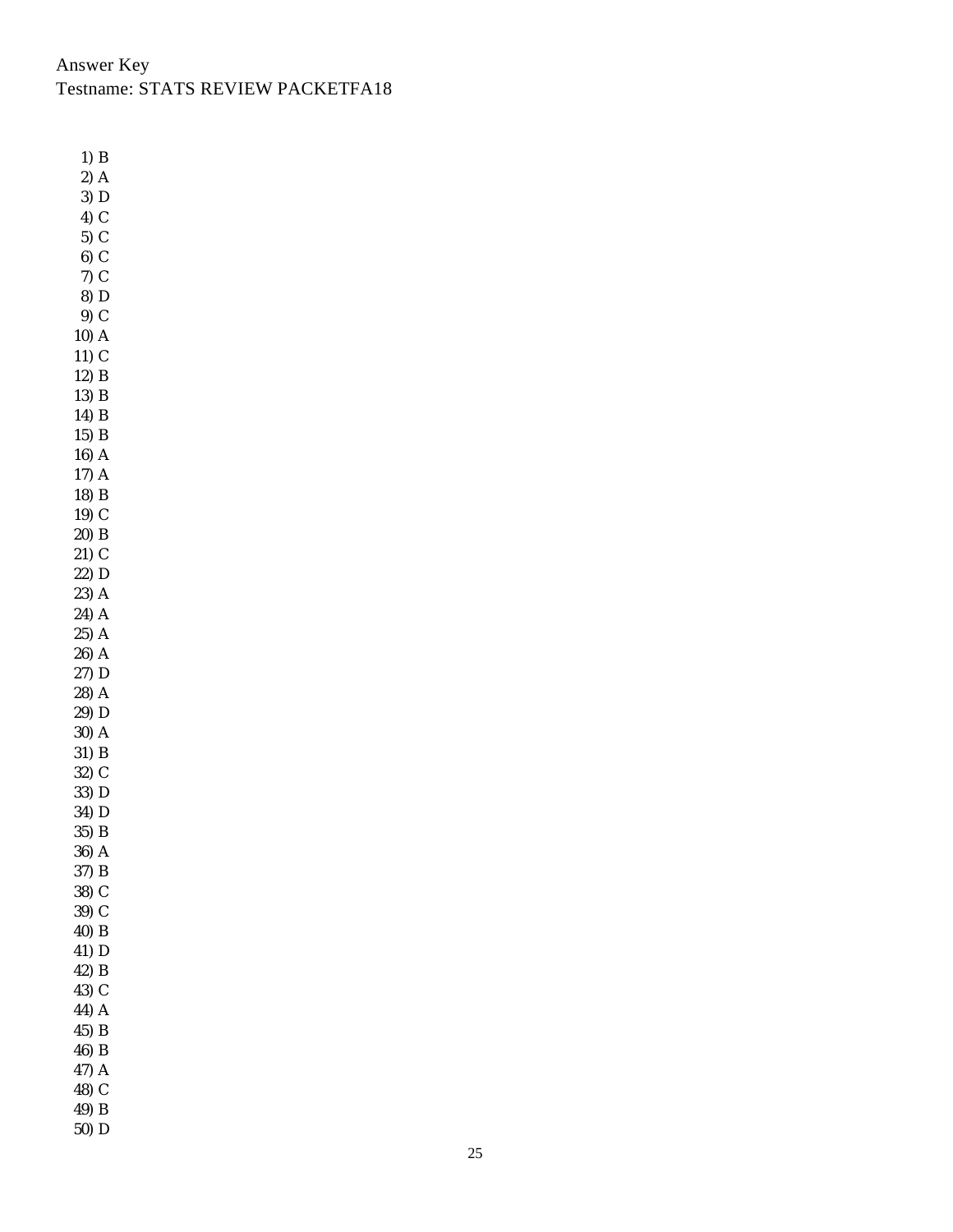Answer Key
Testname: STATS REVIEW PACKETFA18

1) B
2) A
3) D
4) C
5) C
6) C
7) C
8) D
9) C
10) A
11) C
12) B
13) B
14) B
15) B
16) A
17) A
18) B
19) C
20) B
21) C
22) D
23) A
24) A
25) A
26) A
27) D
28) A
29) D
30) A
31) B
32) C
33) D
34) D
35) B
36) A
37) B
38) C
39) C
40) B
41) D
42) B
43) C
44) A
45) B
46) B
47) A
48) C
49) B
50) D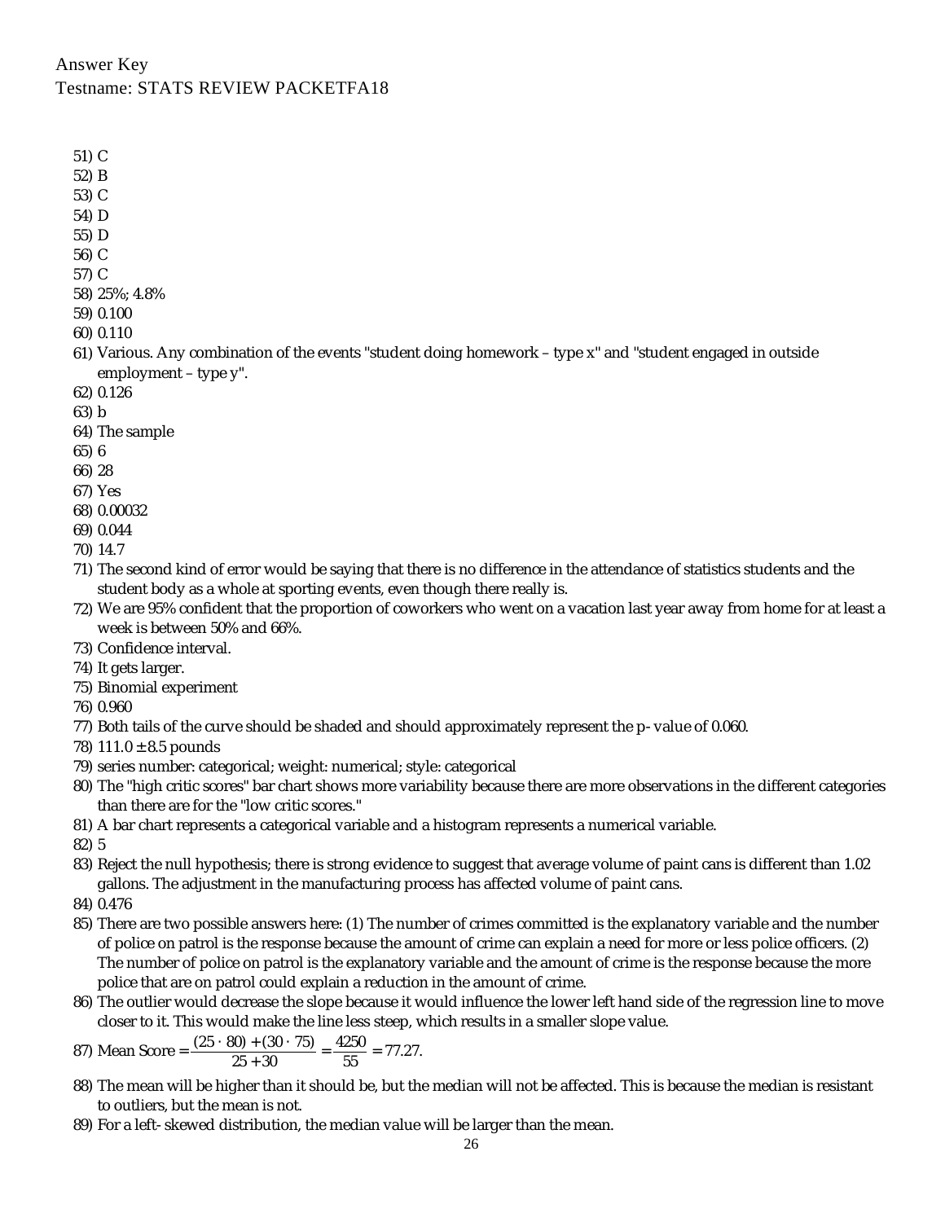Answer Key
Testname: STATS REVIEW PACKETFA18

51) C
52) B
53) C
54) D
55) D
56) C
57) C
58) 25%; 4.8%
59) 0.100
60) 0.110
61) Various. Any combination of the events "student doing homework – type x" and "student engaged in outside employment – type y".
62) 0.126
63) b
64) The sample
65) 6
66) 28
67) Yes
68) 0.00032
69) 0.044
70) 14.7
71) The second kind of error would be saying that there is no difference in the attendance of statistics students and the student body as a whole at sporting events, even though there really is.
72) We are 95% confident that the proportion of coworkers who went on a vacation last year away from home for at least a week is between 50% and 66%.
73) Confidence interval.
74) It gets larger.
75) Binomial experiment
76) 0.960
77) Both tails of the curve should be shaded and should approximately represent the p- value of 0.060.
78) $111.0 \pm 8.5$ pounds
79) series number: categorical; weight: numerical; style: categorical
80) The "high critic scores" bar chart shows more variability because there are more observations in the different categories than there are for the "low critic scores."
81) A bar chart represents a categorical variable and a histogram represents a numerical variable.
82) 5
83) Reject the null hypothesis; there is strong evidence to suggest that average volume of paint cans is different than 1.02 gallons. The adjustment in the manufacturing process has affected volume of paint cans.
84) 0.476
85) There are two possible answers here: (1) The number of crimes committed is the explanatory variable and the number of police on patrol is the response because the amount of crime can explain a need for more or less police officers. (2) The number of police on patrol is the explanatory variable and the amount of crime is the response because the more police that are on patrol could explain a reduction in the amount of crime.
86) The outlier would decrease the slope because it would influence the lower left hand side of the regression line to move closer to it. This would make the line less steep, which results in a smaller slope value.
87) Mean Score $= \dfrac{(25 \cdot 80) + (30 \cdot 75)}{25 + 30} = \dfrac{4250}{55} = 77.27.$
88) The mean will be higher than it should be, but the median will not be affected. This is because the median is resistant to outliers, but the mean is not.
89) For a left- skewed distribution, the median value will be larger than the mean.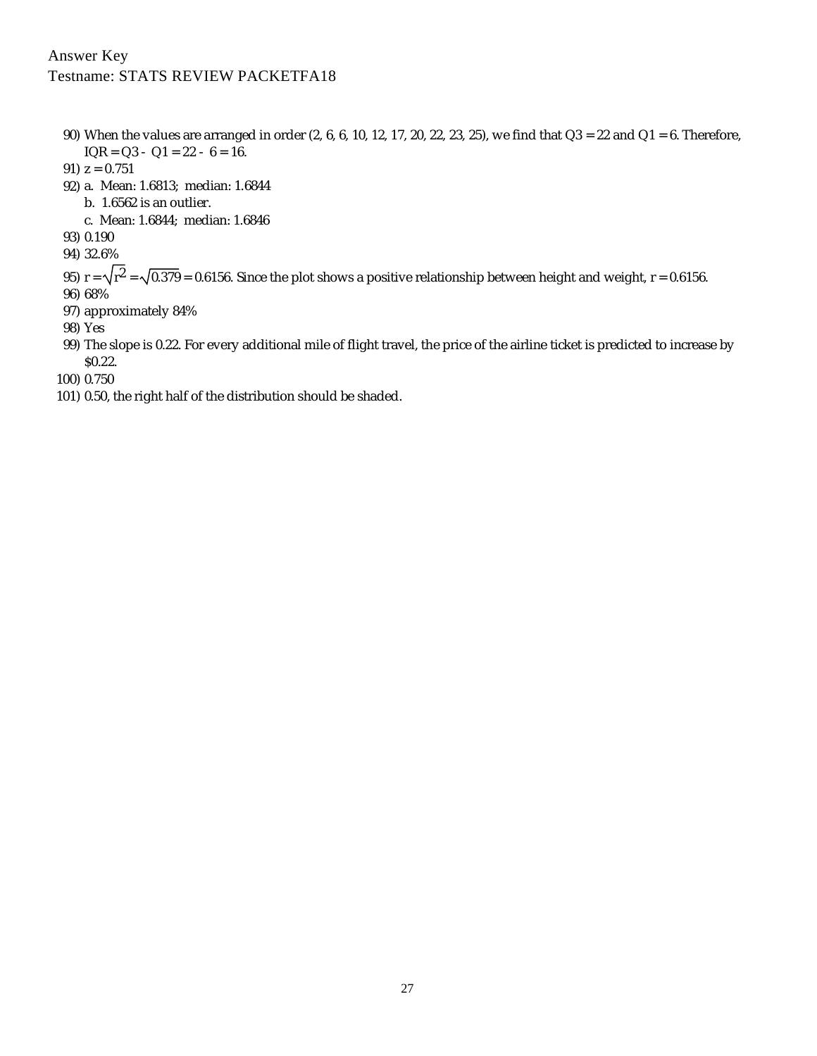Answer Key
Testname: STATS REVIEW PACKETFA18

90) When the values are arranged in order (2, 6, 6, 10, 12, 17, 20, 22, 23, 25), we find that $Q3 = 22$ and $Q1 = 6$. Therefore, $IQR = Q3 - Q1 = 22 - 6 = 16$.

91) $z = 0.751$

92) a. Mean: 1.6813; median: 1.6844
    b. 1.6562 is an outlier.
    c. Mean: 1.6844; median: 1.6846

93) 0.190

94) 32.6%

95) $r = \sqrt{r^2} = \sqrt{0.379} = 0.6156$. Since the plot shows a positive relationship between height and weight, $r = 0.6156$.

96) 68%

97) approximately 84%

98) Yes

99) The slope is 0.22. For every additional mile of flight travel, the price of the airline ticket is predicted to increase by \$0.22.

100) 0.750

101) 0.50, the right half of the distribution should be shaded.